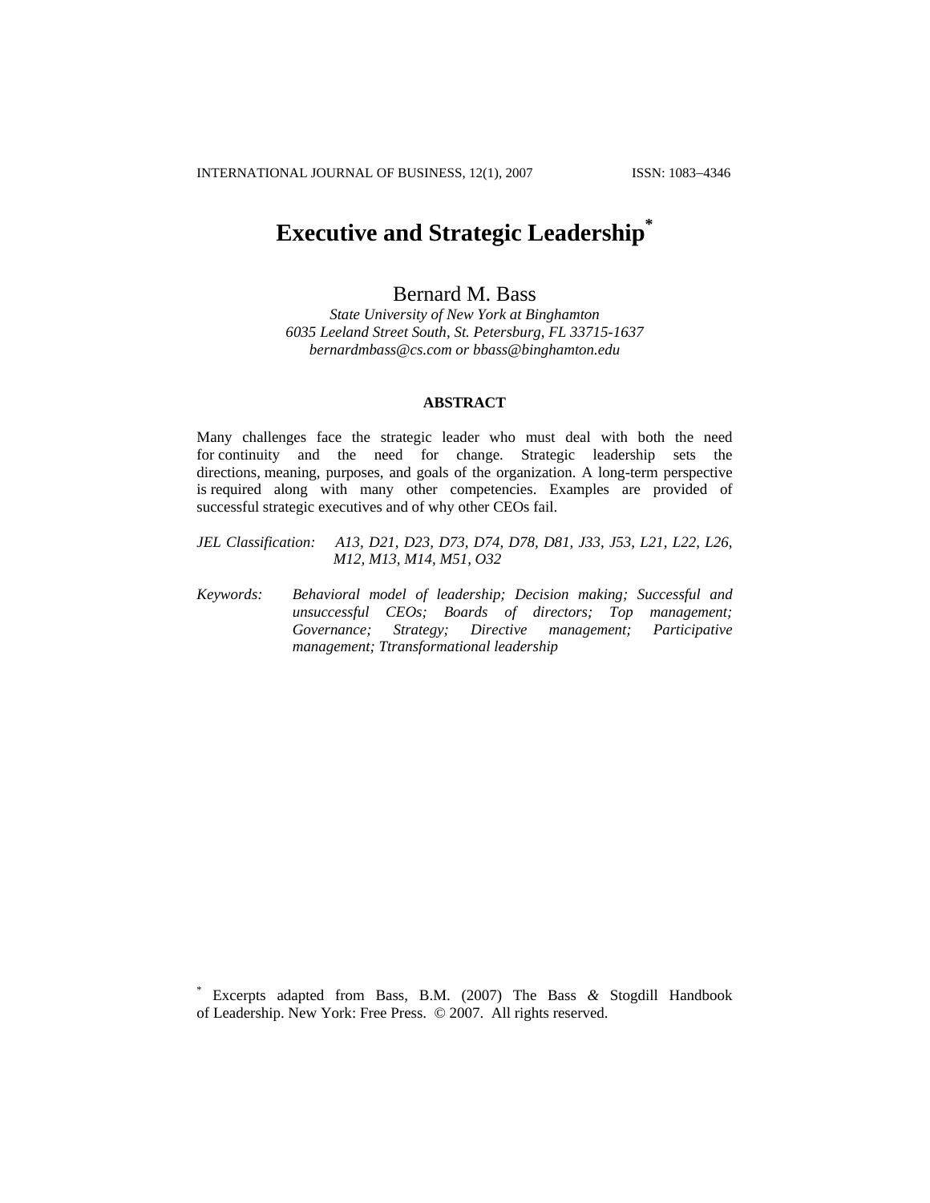# Executive and Strategic Leadership*

Bernard M. Bass

*State University of New York at Binghamton*
*6035 Leeland Street South, St. Petersburg, FL 33715-1637*
*bernardmbass@cs.com or bbass@binghamton.edu*

## ABSTRACT

Many challenges face the strategic leader who must deal with both the need for continuity and the need for change. Strategic leadership sets the directions, meaning, purposes, and goals of the organization. A long-term perspective is required along with many other competencies. Examples are provided of successful strategic executives and of why other CEOs fail.

*JEL Classification:* *A13, D21, D23, D73, D74, D78, D81, J33, J53, L21, L22, L26, M12, M13, M14, M51, O32*

*Keywords:* *Behavioral model of leadership; Decision making; Successful and unsuccessful CEOs; Boards of directors; Top management; Governance; Strategy; Directive management; Participative management; Ttransformational leadership*

* Excerpts adapted from Bass, B.M. (2007) The Bass & Stogdill Handbook of Leadership. New York: Free Press. © 2007. All rights reserved.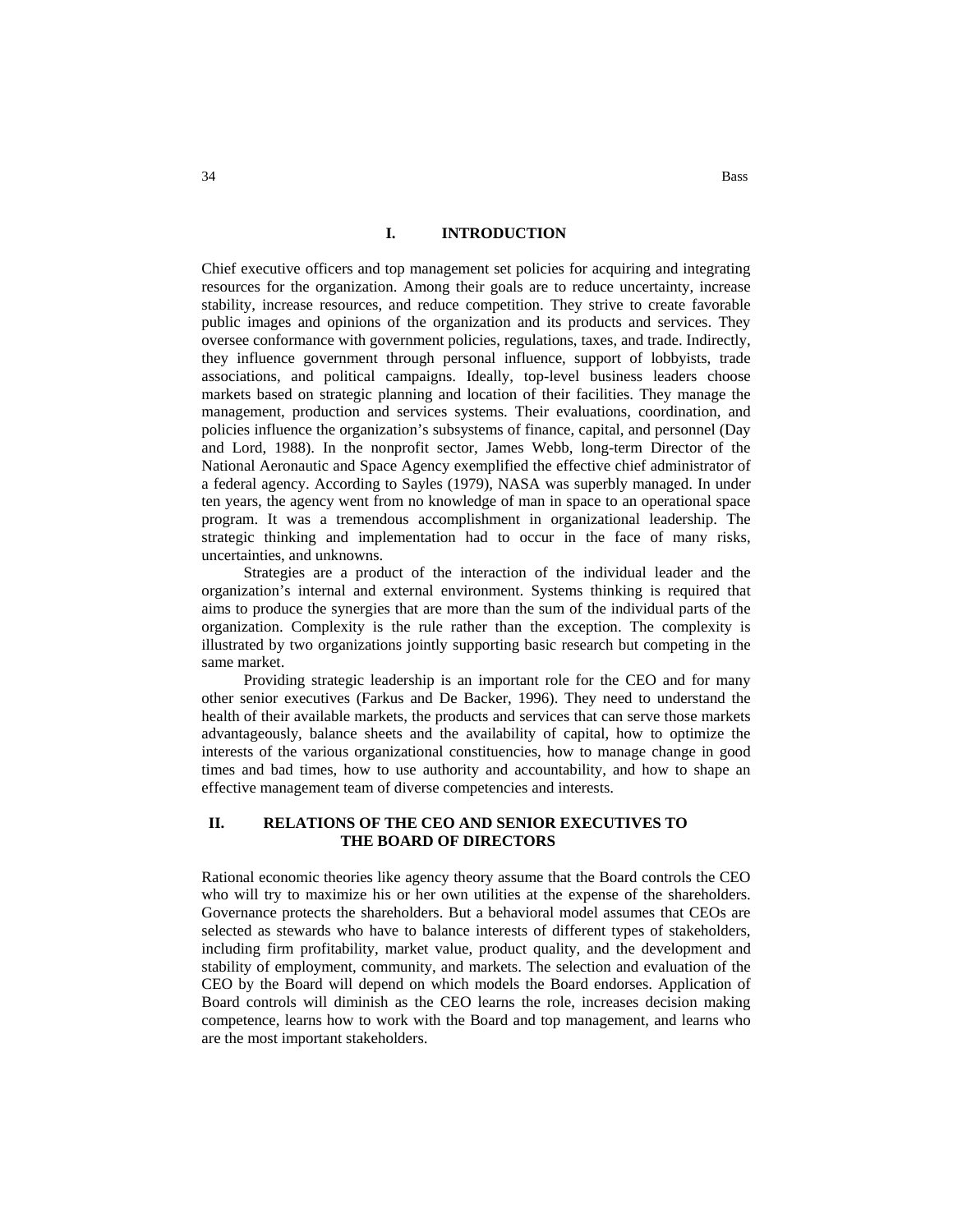## I. INTRODUCTION

Chief executive officers and top management set policies for acquiring and integrating resources for the organization. Among their goals are to reduce uncertainty, increase stability, increase resources, and reduce competition. They strive to create favorable public images and opinions of the organization and its products and services. They oversee conformance with government policies, regulations, taxes, and trade. Indirectly, they influence government through personal influence, support of lobbyists, trade associations, and political campaigns. Ideally, top-level business leaders choose markets based on strategic planning and location of their facilities. They manage the management, production and services systems. Their evaluations, coordination, and policies influence the organization's subsystems of finance, capital, and personnel (Day and Lord, 1988). In the nonprofit sector, James Webb, long-term Director of the National Aeronautic and Space Agency exemplified the effective chief administrator of a federal agency. According to Sayles (1979), NASA was superbly managed. In under ten years, the agency went from no knowledge of man in space to an operational space program. It was a tremendous accomplishment in organizational leadership. The strategic thinking and implementation had to occur in the face of many risks, uncertainties, and unknowns.

Strategies are a product of the interaction of the individual leader and the organization's internal and external environment. Systems thinking is required that aims to produce the synergies that are more than the sum of the individual parts of the organization. Complexity is the rule rather than the exception. The complexity is illustrated by two organizations jointly supporting basic research but competing in the same market.

Providing strategic leadership is an important role for the CEO and for many other senior executives (Farkus and De Backer, 1996). They need to understand the health of their available markets, the products and services that can serve those markets advantageously, balance sheets and the availability of capital, how to optimize the interests of the various organizational constituencies, how to manage change in good times and bad times, how to use authority and accountability, and how to shape an effective management team of diverse competencies and interests.

## II. RELATIONS OF THE CEO AND SENIOR EXECUTIVES TO THE BOARD OF DIRECTORS

Rational economic theories like agency theory assume that the Board controls the CEO who will try to maximize his or her own utilities at the expense of the shareholders. Governance protects the shareholders. But a behavioral model assumes that CEOs are selected as stewards who have to balance interests of different types of stakeholders, including firm profitability, market value, product quality, and the development and stability of employment, community, and markets. The selection and evaluation of the CEO by the Board will depend on which models the Board endorses. Application of Board controls will diminish as the CEO learns the role, increases decision making competence, learns how to work with the Board and top management, and learns who are the most important stakeholders.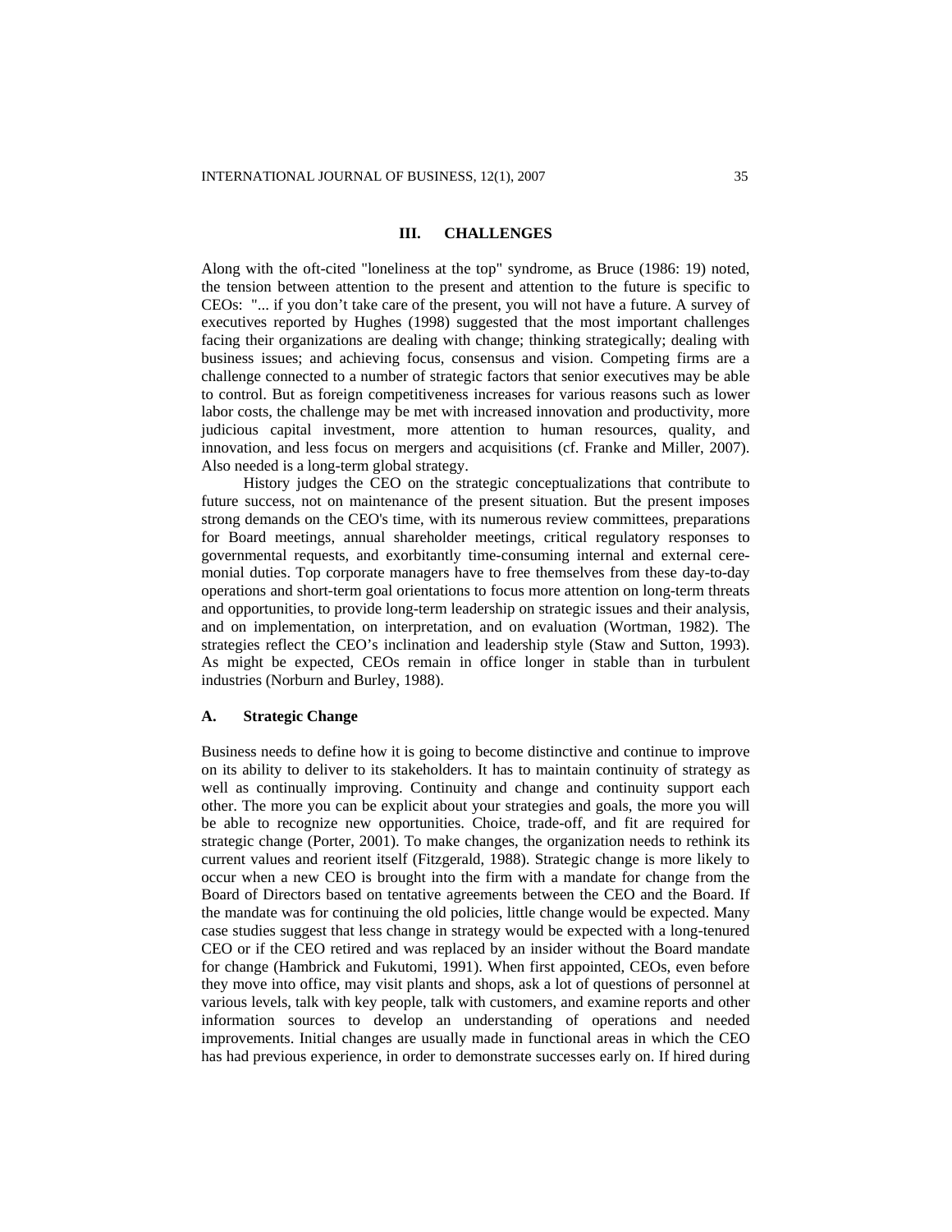## III. CHALLENGES

Along with the oft-cited "loneliness at the top" syndrome, as Bruce (1986: 19) noted, the tension between attention to the present and attention to the future is specific to CEOs: "... if you don't take care of the present, you will not have a future. A survey of executives reported by Hughes (1998) suggested that the most important challenges facing their organizations are dealing with change; thinking strategically; dealing with business issues; and achieving focus, consensus and vision. Competing firms are a challenge connected to a number of strategic factors that senior executives may be able to control. But as foreign competitiveness increases for various reasons such as lower labor costs, the challenge may be met with increased innovation and productivity, more judicious capital investment, more attention to human resources, quality, and innovation, and less focus on mergers and acquisitions (cf. Franke and Miller, 2007). Also needed is a long-term global strategy.

History judges the CEO on the strategic conceptualizations that contribute to future success, not on maintenance of the present situation. But the present imposes strong demands on the CEO's time, with its numerous review committees, preparations for Board meetings, annual shareholder meetings, critical regulatory responses to governmental requests, and exorbitantly time-consuming internal and external ceremonial duties. Top corporate managers have to free themselves from these day-to-day operations and short-term goal orientations to focus more attention on long-term threats and opportunities, to provide long-term leadership on strategic issues and their analysis, and on implementation, on interpretation, and on evaluation (Wortman, 1982). The strategies reflect the CEO's inclination and leadership style (Staw and Sutton, 1993). As might be expected, CEOs remain in office longer in stable than in turbulent industries (Norburn and Burley, 1988).

### A. Strategic Change

Business needs to define how it is going to become distinctive and continue to improve on its ability to deliver to its stakeholders. It has to maintain continuity of strategy as well as continually improving. Continuity and change and continuity support each other. The more you can be explicit about your strategies and goals, the more you will be able to recognize new opportunities. Choice, trade-off, and fit are required for strategic change (Porter, 2001). To make changes, the organization needs to rethink its current values and reorient itself (Fitzgerald, 1988). Strategic change is more likely to occur when a new CEO is brought into the firm with a mandate for change from the Board of Directors based on tentative agreements between the CEO and the Board. If the mandate was for continuing the old policies, little change would be expected. Many case studies suggest that less change in strategy would be expected with a long-tenured CEO or if the CEO retired and was replaced by an insider without the Board mandate for change (Hambrick and Fukutomi, 1991). When first appointed, CEOs, even before they move into office, may visit plants and shops, ask a lot of questions of personnel at various levels, talk with key people, talk with customers, and examine reports and other information sources to develop an understanding of operations and needed improvements. Initial changes are usually made in functional areas in which the CEO has had previous experience, in order to demonstrate successes early on. If hired during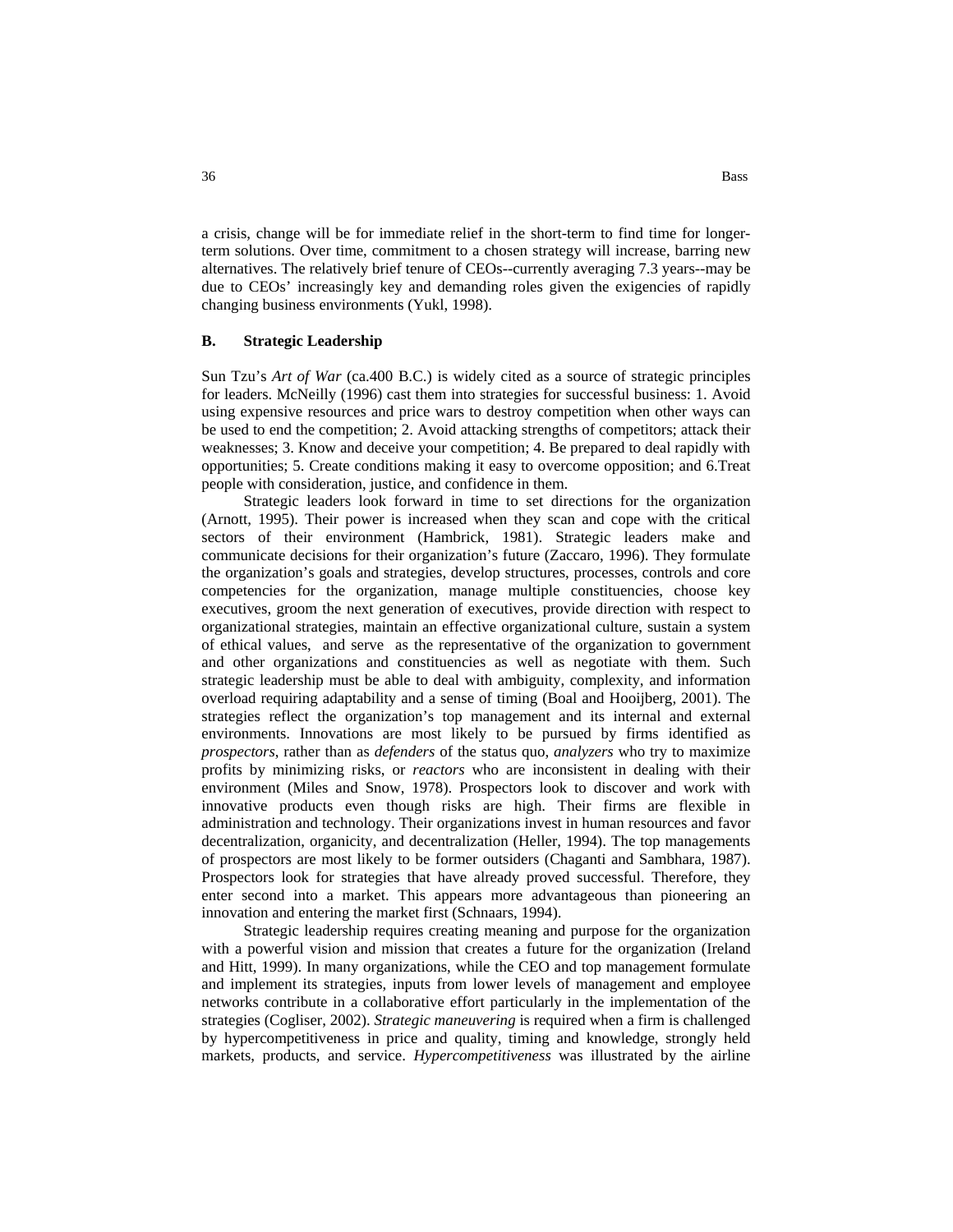a crisis, change will be for immediate relief in the short-term to find time for longer-term solutions. Over time, commitment to a chosen strategy will increase, barring new alternatives. The relatively brief tenure of CEOs--currently averaging 7.3 years--may be due to CEOs' increasingly key and demanding roles given the exigencies of rapidly changing business environments (Yukl, 1998).

## B. Strategic Leadership

Sun Tzu's *Art of War* (ca.400 B.C.) is widely cited as a source of strategic principles for leaders. McNeilly (1996) cast them into strategies for successful business: 1. Avoid using expensive resources and price wars to destroy competition when other ways can be used to end the competition; 2. Avoid attacking strengths of competitors; attack their weaknesses; 3. Know and deceive your competition; 4. Be prepared to deal rapidly with opportunities; 5. Create conditions making it easy to overcome opposition; and 6.Treat people with consideration, justice, and confidence in them.

Strategic leaders look forward in time to set directions for the organization (Arnott, 1995). Their power is increased when they scan and cope with the critical sectors of their environment (Hambrick, 1981). Strategic leaders make and communicate decisions for their organization's future (Zaccaro, 1996). They formulate the organization's goals and strategies, develop structures, processes, controls and core competencies for the organization, manage multiple constituencies, choose key executives, groom the next generation of executives, provide direction with respect to organizational strategies, maintain an effective organizational culture, sustain a system of ethical values, and serve as the representative of the organization to government and other organizations and constituencies as well as negotiate with them. Such strategic leadership must be able to deal with ambiguity, complexity, and information overload requiring adaptability and a sense of timing (Boal and Hooijberg, 2001). The strategies reflect the organization's top management and its internal and external environments. Innovations are most likely to be pursued by firms identified as *prospectors*, rather than as *defenders* of the status quo, *analyzers* who try to maximize profits by minimizing risks, or *reactors* who are inconsistent in dealing with their environment (Miles and Snow, 1978). Prospectors look to discover and work with innovative products even though risks are high. Their firms are flexible in administration and technology. Their organizations invest in human resources and favor decentralization, organicity, and decentralization (Heller, 1994). The top managements of prospectors are most likely to be former outsiders (Chaganti and Sambhara, 1987). Prospectors look for strategies that have already proved successful. Therefore, they enter second into a market. This appears more advantageous than pioneering an innovation and entering the market first (Schnaars, 1994).

Strategic leadership requires creating meaning and purpose for the organization with a powerful vision and mission that creates a future for the organization (Ireland and Hitt, 1999). In many organizations, while the CEO and top management formulate and implement its strategies, inputs from lower levels of management and employee networks contribute in a collaborative effort particularly in the implementation of the strategies (Cogliser, 2002). *Strategic maneuvering* is required when a firm is challenged by hypercompetitiveness in price and quality, timing and knowledge, strongly held markets, products, and service. *Hypercompetitiveness* was illustrated by the airline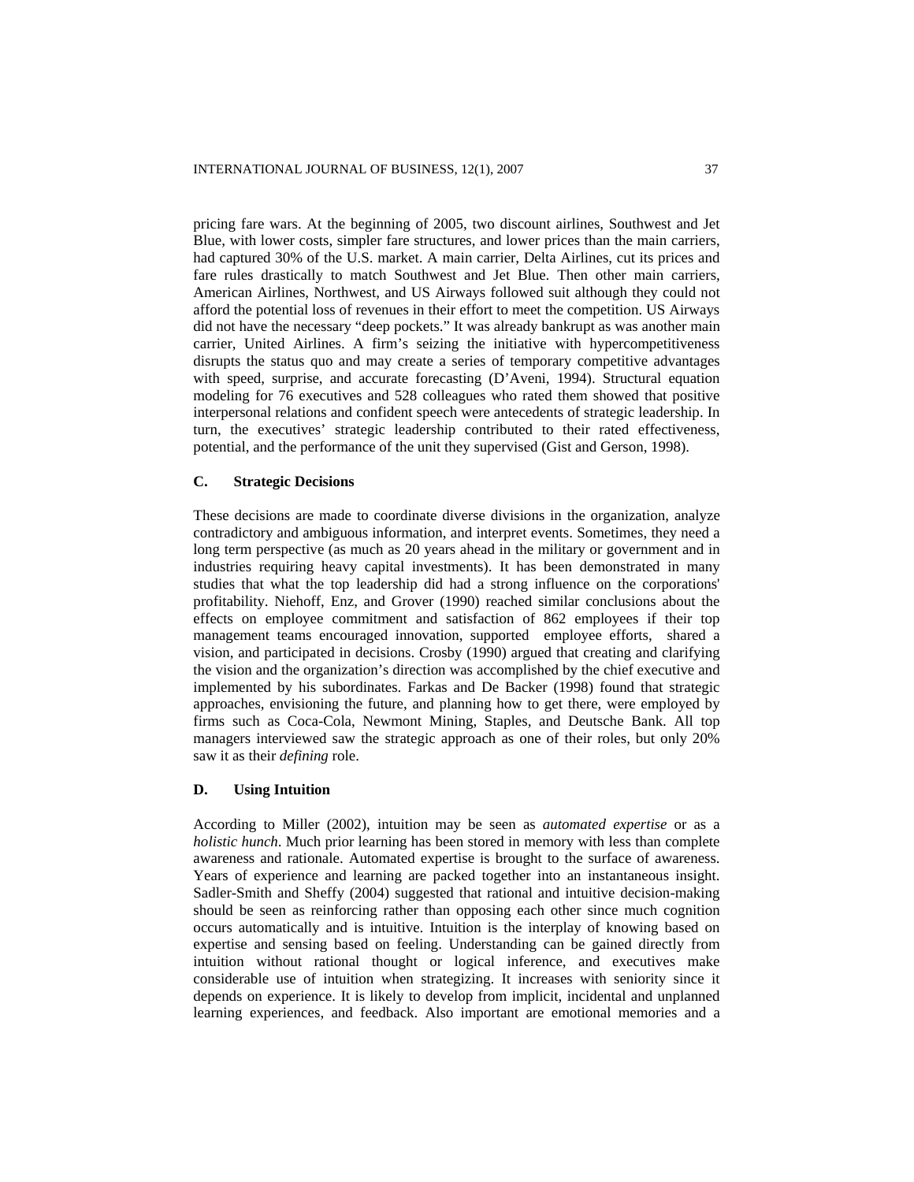pricing fare wars. At the beginning of 2005, two discount airlines, Southwest and Jet Blue, with lower costs, simpler fare structures, and lower prices than the main carriers, had captured 30% of the U.S. market. A main carrier, Delta Airlines, cut its prices and fare rules drastically to match Southwest and Jet Blue. Then other main carriers, American Airlines, Northwest, and US Airways followed suit although they could not afford the potential loss of revenues in their effort to meet the competition. US Airways did not have the necessary "deep pockets." It was already bankrupt as was another main carrier, United Airlines. A firm's seizing the initiative with hypercompetitiveness disrupts the status quo and may create a series of temporary competitive advantages with speed, surprise, and accurate forecasting (D'Aveni, 1994). Structural equation modeling for 76 executives and 528 colleagues who rated them showed that positive interpersonal relations and confident speech were antecedents of strategic leadership. In turn, the executives' strategic leadership contributed to their rated effectiveness, potential, and the performance of the unit they supervised (Gist and Gerson, 1998).

### C. Strategic Decisions

These decisions are made to coordinate diverse divisions in the organization, analyze contradictory and ambiguous information, and interpret events. Sometimes, they need a long term perspective (as much as 20 years ahead in the military or government and in industries requiring heavy capital investments). It has been demonstrated in many studies that what the top leadership did had a strong influence on the corporations' profitability. Niehoff, Enz, and Grover (1990) reached similar conclusions about the effects on employee commitment and satisfaction of 862 employees if their top management teams encouraged innovation, supported employee efforts, shared a vision, and participated in decisions. Crosby (1990) argued that creating and clarifying the vision and the organization's direction was accomplished by the chief executive and implemented by his subordinates. Farkas and De Backer (1998) found that strategic approaches, envisioning the future, and planning how to get there, were employed by firms such as Coca-Cola, Newmont Mining, Staples, and Deutsche Bank. All top managers interviewed saw the strategic approach as one of their roles, but only 20% saw it as their *defining* role.

### D. Using Intuition

According to Miller (2002), intuition may be seen as *automated expertise* or as a *holistic hunch*. Much prior learning has been stored in memory with less than complete awareness and rationale. Automated expertise is brought to the surface of awareness. Years of experience and learning are packed together into an instantaneous insight. Sadler-Smith and Sheffy (2004) suggested that rational and intuitive decision-making should be seen as reinforcing rather than opposing each other since much cognition occurs automatically and is intuitive. Intuition is the interplay of knowing based on expertise and sensing based on feeling. Understanding can be gained directly from intuition without rational thought or logical inference, and executives make considerable use of intuition when strategizing. It increases with seniority since it depends on experience. It is likely to develop from implicit, incidental and unplanned learning experiences, and feedback. Also important are emotional memories and a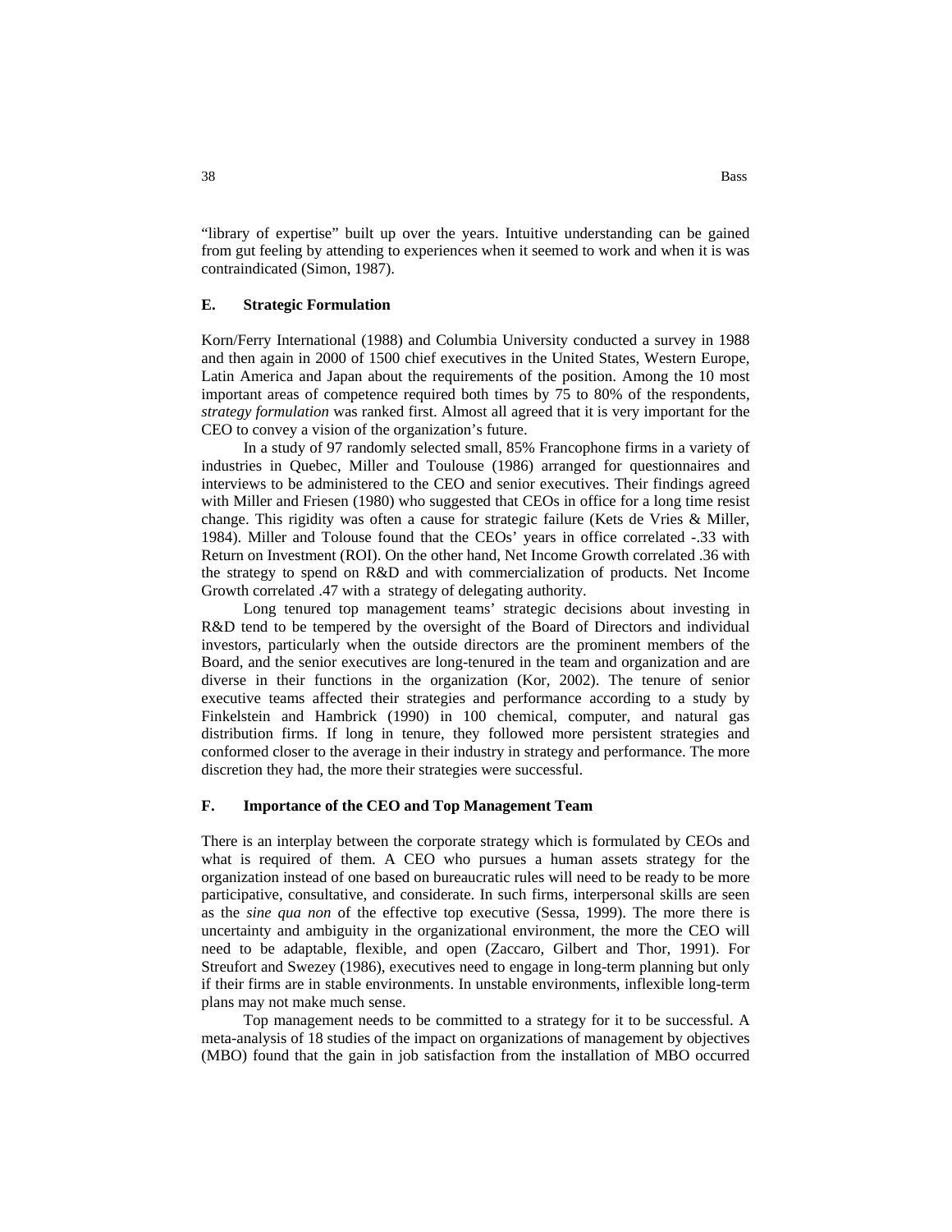"library of expertise" built up over the years. Intuitive understanding can be gained from gut feeling by attending to experiences when it seemed to work and when it is was contraindicated (Simon, 1987).

### E. Strategic Formulation

Korn/Ferry International (1988) and Columbia University conducted a survey in 1988 and then again in 2000 of 1500 chief executives in the United States, Western Europe, Latin America and Japan about the requirements of the position. Among the 10 most important areas of competence required both times by 75 to 80% of the respondents, *strategy formulation* was ranked first. Almost all agreed that it is very important for the CEO to convey a vision of the organization's future.

In a study of 97 randomly selected small, 85% Francophone firms in a variety of industries in Quebec, Miller and Toulouse (1986) arranged for questionnaires and interviews to be administered to the CEO and senior executives. Their findings agreed with Miller and Friesen (1980) who suggested that CEOs in office for a long time resist change. This rigidity was often a cause for strategic failure (Kets de Vries & Miller, 1984). Miller and Tolouse found that the CEOs' years in office correlated -.33 with Return on Investment (ROI). On the other hand, Net Income Growth correlated .36 with the strategy to spend on R&D and with commercialization of products. Net Income Growth correlated .47 with a strategy of delegating authority.

Long tenured top management teams' strategic decisions about investing in R&D tend to be tempered by the oversight of the Board of Directors and individual investors, particularly when the outside directors are the prominent members of the Board, and the senior executives are long-tenured in the team and organization and are diverse in their functions in the organization (Kor, 2002). The tenure of senior executive teams affected their strategies and performance according to a study by Finkelstein and Hambrick (1990) in 100 chemical, computer, and natural gas distribution firms. If long in tenure, they followed more persistent strategies and conformed closer to the average in their industry in strategy and performance. The more discretion they had, the more their strategies were successful.

### F. Importance of the CEO and Top Management Team

There is an interplay between the corporate strategy which is formulated by CEOs and what is required of them. A CEO who pursues a human assets strategy for the organization instead of one based on bureaucratic rules will need to be ready to be more participative, consultative, and considerate. In such firms, interpersonal skills are seen as the *sine qua non* of the effective top executive (Sessa, 1999). The more there is uncertainty and ambiguity in the organizational environment, the more the CEO will need to be adaptable, flexible, and open (Zaccaro, Gilbert and Thor, 1991). For Streufort and Swezey (1986), executives need to engage in long-term planning but only if their firms are in stable environments. In unstable environments, inflexible long-term plans may not make much sense.

Top management needs to be committed to a strategy for it to be successful. A meta-analysis of 18 studies of the impact on organizations of management by objectives (MBO) found that the gain in job satisfaction from the installation of MBO occurred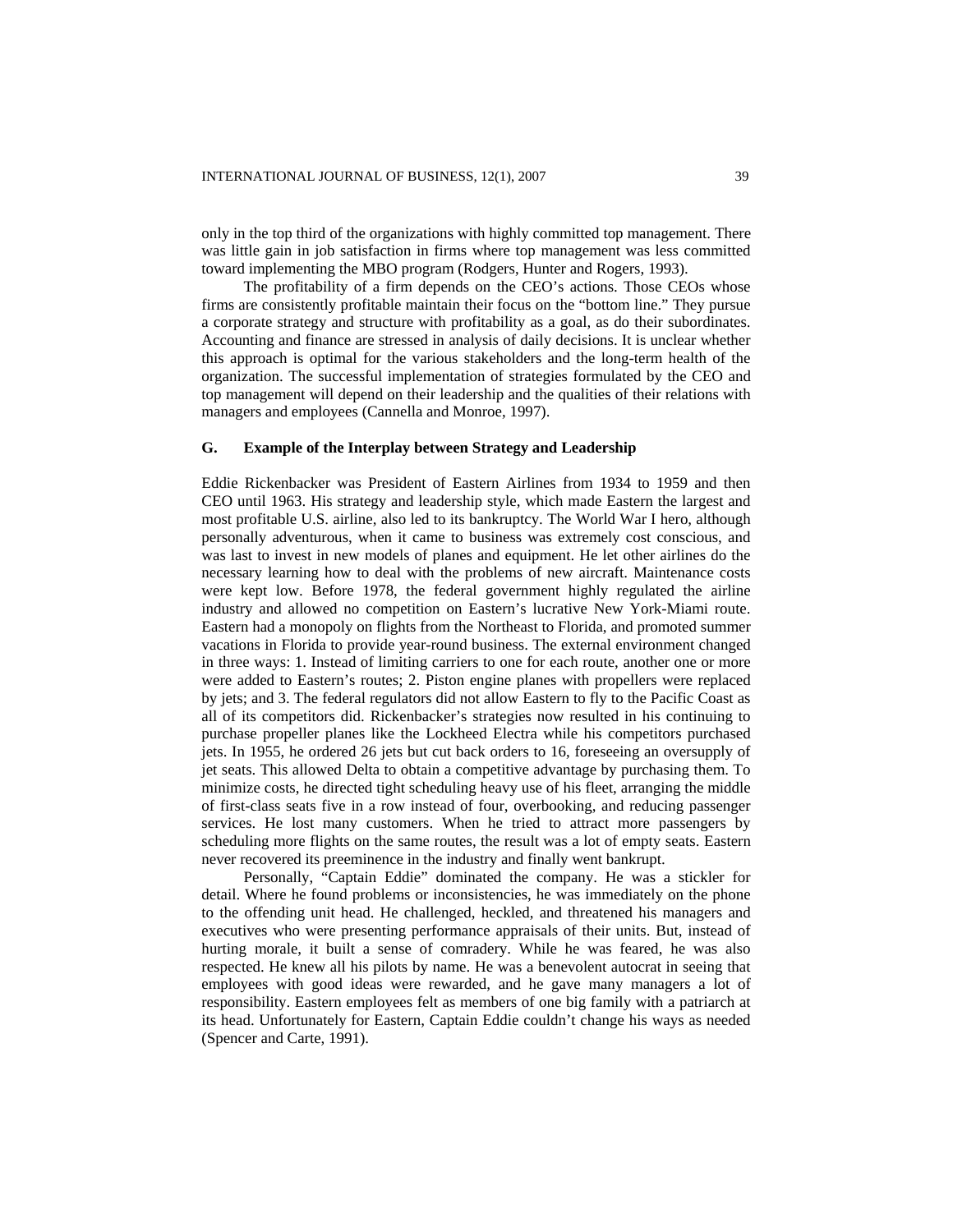only in the top third of the organizations with highly committed top management. There was little gain in job satisfaction in firms where top management was less committed toward implementing the MBO program (Rodgers, Hunter and Rogers, 1993).

The profitability of a firm depends on the CEO's actions. Those CEOs whose firms are consistently profitable maintain their focus on the "bottom line." They pursue a corporate strategy and structure with profitability as a goal, as do their subordinates. Accounting and finance are stressed in analysis of daily decisions. It is unclear whether this approach is optimal for the various stakeholders and the long-term health of the organization. The successful implementation of strategies formulated by the CEO and top management will depend on their leadership and the qualities of their relations with managers and employees (Cannella and Monroe, 1997).

### G. Example of the Interplay between Strategy and Leadership

Eddie Rickenbacker was President of Eastern Airlines from 1934 to 1959 and then CEO until 1963. His strategy and leadership style, which made Eastern the largest and most profitable U.S. airline, also led to its bankruptcy. The World War I hero, although personally adventurous, when it came to business was extremely cost conscious, and was last to invest in new models of planes and equipment. He let other airlines do the necessary learning how to deal with the problems of new aircraft. Maintenance costs were kept low. Before 1978, the federal government highly regulated the airline industry and allowed no competition on Eastern's lucrative New York-Miami route. Eastern had a monopoly on flights from the Northeast to Florida, and promoted summer vacations in Florida to provide year-round business. The external environment changed in three ways: 1. Instead of limiting carriers to one for each route, another one or more were added to Eastern's routes; 2. Piston engine planes with propellers were replaced by jets; and 3. The federal regulators did not allow Eastern to fly to the Pacific Coast as all of its competitors did. Rickenbacker's strategies now resulted in his continuing to purchase propeller planes like the Lockheed Electra while his competitors purchased jets. In 1955, he ordered 26 jets but cut back orders to 16, foreseeing an oversupply of jet seats. This allowed Delta to obtain a competitive advantage by purchasing them. To minimize costs, he directed tight scheduling heavy use of his fleet, arranging the middle of first-class seats five in a row instead of four, overbooking, and reducing passenger services. He lost many customers. When he tried to attract more passengers by scheduling more flights on the same routes, the result was a lot of empty seats. Eastern never recovered its preeminence in the industry and finally went bankrupt.

Personally, "Captain Eddie" dominated the company. He was a stickler for detail. Where he found problems or inconsistencies, he was immediately on the phone to the offending unit head. He challenged, heckled, and threatened his managers and executives who were presenting performance appraisals of their units. But, instead of hurting morale, it built a sense of comradery. While he was feared, he was also respected. He knew all his pilots by name. He was a benevolent autocrat in seeing that employees with good ideas were rewarded, and he gave many managers a lot of responsibility. Eastern employees felt as members of one big family with a patriarch at its head. Unfortunately for Eastern, Captain Eddie couldn't change his ways as needed (Spencer and Carte, 1991).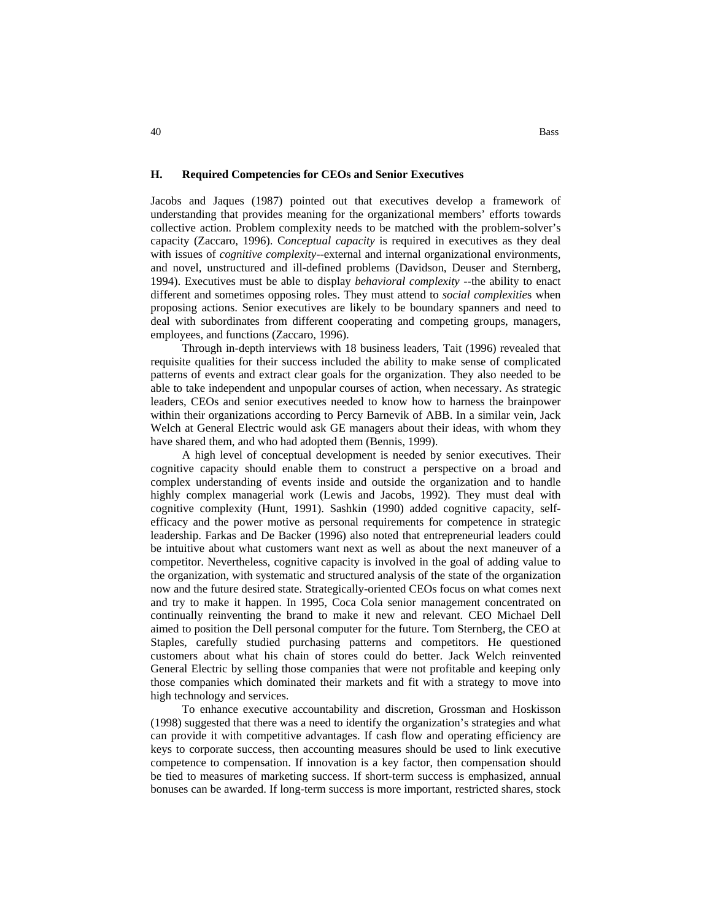## H. Required Competencies for CEOs and Senior Executives

Jacobs and Jaques (1987) pointed out that executives develop a framework of understanding that provides meaning for the organizational members' efforts towards collective action. Problem complexity needs to be matched with the problem-solver's capacity (Zaccaro, 1996). C*onceptual capacity* is required in executives as they deal with issues of *cognitive complexity*--external and internal organizational environments, and novel, unstructured and ill-defined problems (Davidson, Deuser and Sternberg, 1994). Executives must be able to display *behavioral complexity* --the ability to enact different and sometimes opposing roles. They must attend to *social complexitie*s when proposing actions. Senior executives are likely to be boundary spanners and need to deal with subordinates from different cooperating and competing groups, managers, employees, and functions (Zaccaro, 1996).

Through in-depth interviews with 18 business leaders, Tait (1996) revealed that requisite qualities for their success included the ability to make sense of complicated patterns of events and extract clear goals for the organization. They also needed to be able to take independent and unpopular courses of action, when necessary. As strategic leaders, CEOs and senior executives needed to know how to harness the brainpower within their organizations according to Percy Barnevik of ABB. In a similar vein, Jack Welch at General Electric would ask GE managers about their ideas, with whom they have shared them, and who had adopted them (Bennis, 1999).

A high level of conceptual development is needed by senior executives. Their cognitive capacity should enable them to construct a perspective on a broad and complex understanding of events inside and outside the organization and to handle highly complex managerial work (Lewis and Jacobs, 1992). They must deal with cognitive complexity (Hunt, 1991). Sashkin (1990) added cognitive capacity, self-efficacy and the power motive as personal requirements for competence in strategic leadership. Farkas and De Backer (1996) also noted that entrepreneurial leaders could be intuitive about what customers want next as well as about the next maneuver of a competitor. Nevertheless, cognitive capacity is involved in the goal of adding value to the organization, with systematic and structured analysis of the state of the organization now and the future desired state. Strategically-oriented CEOs focus on what comes next and try to make it happen. In 1995, Coca Cola senior management concentrated on continually reinventing the brand to make it new and relevant. CEO Michael Dell aimed to position the Dell personal computer for the future. Tom Sternberg, the CEO at Staples, carefully studied purchasing patterns and competitors. He questioned customers about what his chain of stores could do better. Jack Welch reinvented General Electric by selling those companies that were not profitable and keeping only those companies which dominated their markets and fit with a strategy to move into high technology and services.

To enhance executive accountability and discretion, Grossman and Hoskisson (1998) suggested that there was a need to identify the organization's strategies and what can provide it with competitive advantages. If cash flow and operating efficiency are keys to corporate success, then accounting measures should be used to link executive competence to compensation. If innovation is a key factor, then compensation should be tied to measures of marketing success. If short-term success is emphasized, annual bonuses can be awarded. If long-term success is more important, restricted shares, stock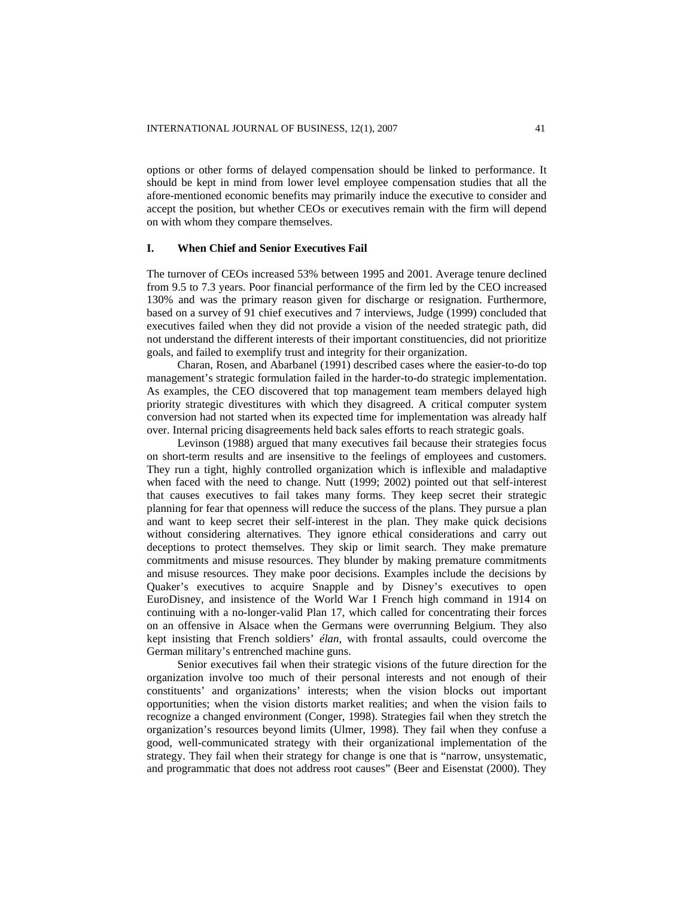options or other forms of delayed compensation should be linked to performance. It should be kept in mind from lower level employee compensation studies that all the afore-mentioned economic benefits may primarily induce the executive to consider and accept the position, but whether CEOs or executives remain with the firm will depend on with whom they compare themselves.

## I. When Chief and Senior Executives Fail

The turnover of CEOs increased 53% between 1995 and 2001. Average tenure declined from 9.5 to 7.3 years. Poor financial performance of the firm led by the CEO increased 130% and was the primary reason given for discharge or resignation. Furthermore, based on a survey of 91 chief executives and 7 interviews, Judge (1999) concluded that executives failed when they did not provide a vision of the needed strategic path, did not understand the different interests of their important constituencies, did not prioritize goals, and failed to exemplify trust and integrity for their organization.

Charan, Rosen, and Abarbanel (1991) described cases where the easier-to-do top management's strategic formulation failed in the harder-to-do strategic implementation. As examples, the CEO discovered that top management team members delayed high priority strategic divestitures with which they disagreed. A critical computer system conversion had not started when its expected time for implementation was already half over. Internal pricing disagreements held back sales efforts to reach strategic goals.

Levinson (1988) argued that many executives fail because their strategies focus on short-term results and are insensitive to the feelings of employees and customers. They run a tight, highly controlled organization which is inflexible and maladaptive when faced with the need to change. Nutt (1999; 2002) pointed out that self-interest that causes executives to fail takes many forms. They keep secret their strategic planning for fear that openness will reduce the success of the plans. They pursue a plan and want to keep secret their self-interest in the plan. They make quick decisions without considering alternatives. They ignore ethical considerations and carry out deceptions to protect themselves. They skip or limit search. They make premature commitments and misuse resources. They blunder by making premature commitments and misuse resources. They make poor decisions. Examples include the decisions by Quaker's executives to acquire Snapple and by Disney's executives to open EuroDisney, and insistence of the World War I French high command in 1914 on continuing with a no-longer-valid Plan 17, which called for concentrating their forces on an offensive in Alsace when the Germans were overrunning Belgium. They also kept insisting that French soldiers' *élan*, with frontal assaults, could overcome the German military's entrenched machine guns.

Senior executives fail when their strategic visions of the future direction for the organization involve too much of their personal interests and not enough of their constituents' and organizations' interests; when the vision blocks out important opportunities; when the vision distorts market realities; and when the vision fails to recognize a changed environment (Conger, 1998). Strategies fail when they stretch the organization's resources beyond limits (Ulmer, 1998). They fail when they confuse a good, well-communicated strategy with their organizational implementation of the strategy. They fail when their strategy for change is one that is "narrow, unsystematic, and programmatic that does not address root causes" (Beer and Eisenstat (2000). They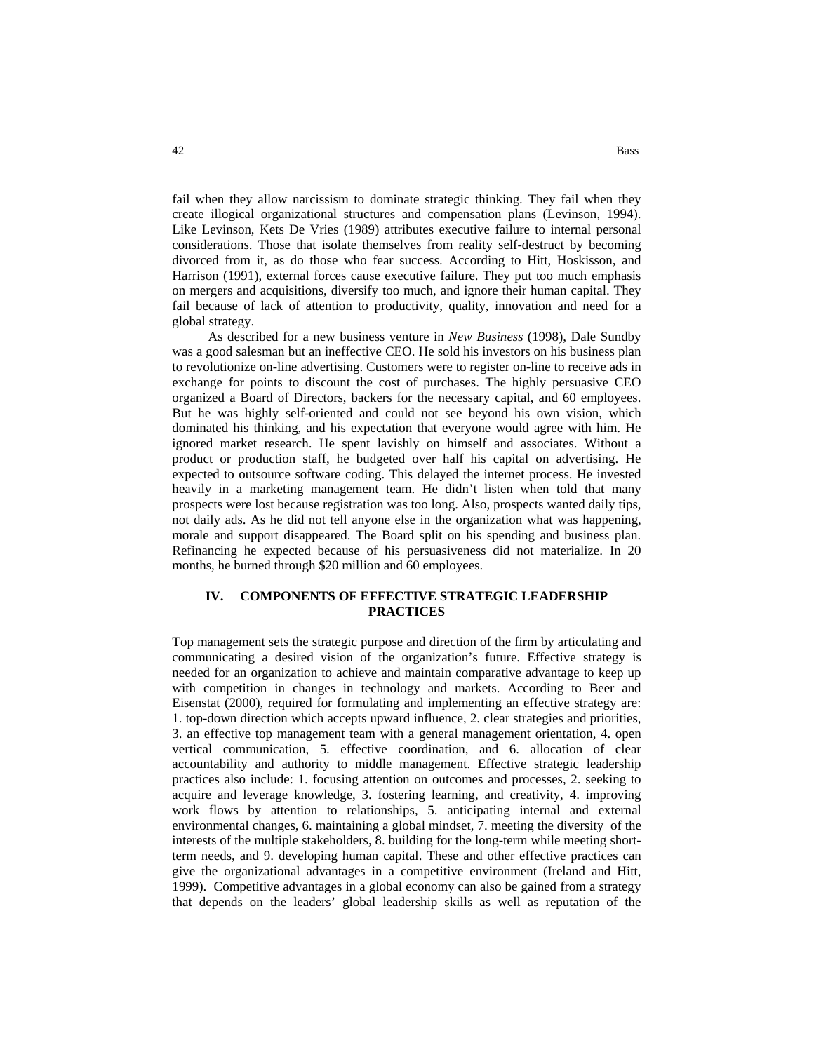fail when they allow narcissism to dominate strategic thinking. They fail when they create illogical organizational structures and compensation plans (Levinson, 1994). Like Levinson, Kets De Vries (1989) attributes executive failure to internal personal considerations. Those that isolate themselves from reality self-destruct by becoming divorced from it, as do those who fear success. According to Hitt, Hoskisson, and Harrison (1991), external forces cause executive failure. They put too much emphasis on mergers and acquisitions, diversify too much, and ignore their human capital. They fail because of lack of attention to productivity, quality, innovation and need for a global strategy.

As described for a new business venture in *New Business* (1998), Dale Sundby was a good salesman but an ineffective CEO. He sold his investors on his business plan to revolutionize on-line advertising. Customers were to register on-line to receive ads in exchange for points to discount the cost of purchases. The highly persuasive CEO organized a Board of Directors, backers for the necessary capital, and 60 employees. But he was highly self-oriented and could not see beyond his own vision, which dominated his thinking, and his expectation that everyone would agree with him. He ignored market research. He spent lavishly on himself and associates. Without a product or production staff, he budgeted over half his capital on advertising. He expected to outsource software coding. This delayed the internet process. He invested heavily in a marketing management team. He didn't listen when told that many prospects were lost because registration was too long. Also, prospects wanted daily tips, not daily ads. As he did not tell anyone else in the organization what was happening, morale and support disappeared. The Board split on his spending and business plan. Refinancing he expected because of his persuasiveness did not materialize. In 20 months, he burned through $20 million and 60 employees.

## IV. COMPONENTS OF EFFECTIVE STRATEGIC LEADERSHIP PRACTICES

Top management sets the strategic purpose and direction of the firm by articulating and communicating a desired vision of the organization's future. Effective strategy is needed for an organization to achieve and maintain comparative advantage to keep up with competition in changes in technology and markets. According to Beer and Eisenstat (2000), required for formulating and implementing an effective strategy are: 1. top-down direction which accepts upward influence, 2. clear strategies and priorities, 3. an effective top management team with a general management orientation, 4. open vertical communication, 5. effective coordination, and 6. allocation of clear accountability and authority to middle management. Effective strategic leadership practices also include: 1. focusing attention on outcomes and processes, 2. seeking to acquire and leverage knowledge, 3. fostering learning, and creativity, 4. improving work flows by attention to relationships, 5. anticipating internal and external environmental changes, 6. maintaining a global mindset, 7. meeting the diversity of the interests of the multiple stakeholders, 8. building for the long-term while meeting short-term needs, and 9. developing human capital. These and other effective practices can give the organizational advantages in a competitive environment (Ireland and Hitt, 1999). Competitive advantages in a global economy can also be gained from a strategy that depends on the leaders' global leadership skills as well as reputation of the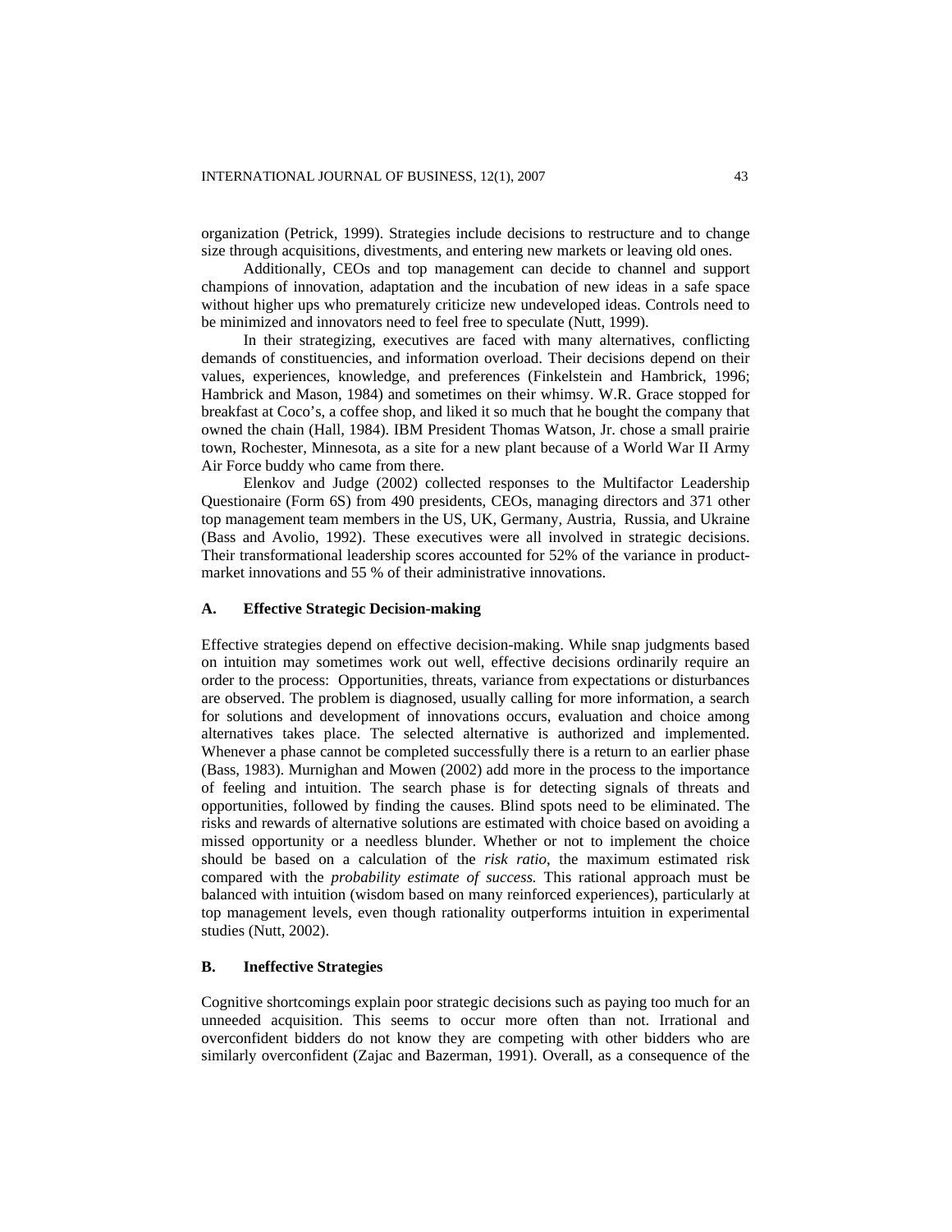organization (Petrick, 1999). Strategies include decisions to restructure and to change size through acquisitions, divestments, and entering new markets or leaving old ones.

Additionally, CEOs and top management can decide to channel and support champions of innovation, adaptation and the incubation of new ideas in a safe space without higher ups who prematurely criticize new undeveloped ideas. Controls need to be minimized and innovators need to feel free to speculate (Nutt, 1999).

In their strategizing, executives are faced with many alternatives, conflicting demands of constituencies, and information overload. Their decisions depend on their values, experiences, knowledge, and preferences (Finkelstein and Hambrick, 1996; Hambrick and Mason, 1984) and sometimes on their whimsy. W.R. Grace stopped for breakfast at Coco's, a coffee shop, and liked it so much that he bought the company that owned the chain (Hall, 1984). IBM President Thomas Watson, Jr. chose a small prairie town, Rochester, Minnesota, as a site for a new plant because of a World War II Army Air Force buddy who came from there.

Elenkov and Judge (2002) collected responses to the Multifactor Leadership Questionaire (Form 6S) from 490 presidents, CEOs, managing directors and 371 other top management team members in the US, UK, Germany, Austria, Russia, and Ukraine (Bass and Avolio, 1992). These executives were all involved in strategic decisions. Their transformational leadership scores accounted for 52% of the variance in product-market innovations and 55 % of their administrative innovations.

### A. Effective Strategic Decision-making

Effective strategies depend on effective decision-making. While snap judgments based on intuition may sometimes work out well, effective decisions ordinarily require an order to the process: Opportunities, threats, variance from expectations or disturbances are observed. The problem is diagnosed, usually calling for more information, a search for solutions and development of innovations occurs, evaluation and choice among alternatives takes place. The selected alternative is authorized and implemented. Whenever a phase cannot be completed successfully there is a return to an earlier phase (Bass, 1983). Murnighan and Mowen (2002) add more in the process to the importance of feeling and intuition. The search phase is for detecting signals of threats and opportunities, followed by finding the causes. Blind spots need to be eliminated. The risks and rewards of alternative solutions are estimated with choice based on avoiding a missed opportunity or a needless blunder. Whether or not to implement the choice should be based on a calculation of the *risk ratio*, the maximum estimated risk compared with the *probability estimate of success.* This rational approach must be balanced with intuition (wisdom based on many reinforced experiences), particularly at top management levels, even though rationality outperforms intuition in experimental studies (Nutt, 2002).

### B. Ineffective Strategies

Cognitive shortcomings explain poor strategic decisions such as paying too much for an unneeded acquisition. This seems to occur more often than not. Irrational and overconfident bidders do not know they are competing with other bidders who are similarly overconfident (Zajac and Bazerman, 1991). Overall, as a consequence of the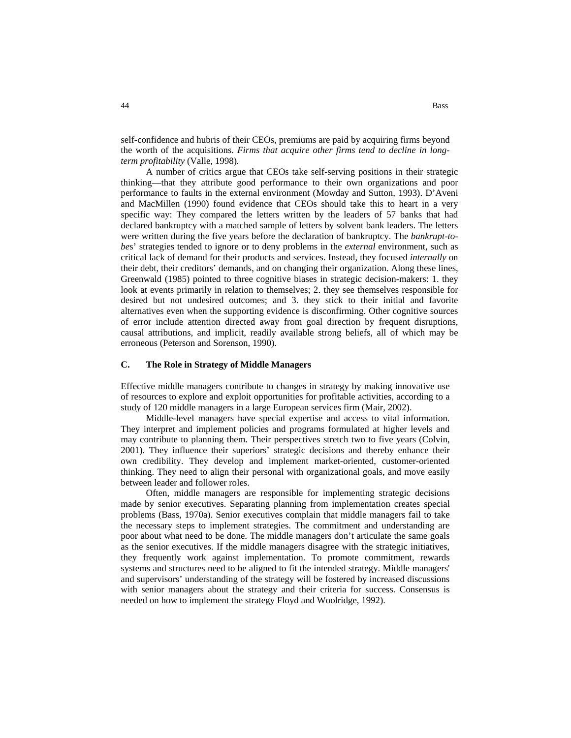self-confidence and hubris of their CEOs, premiums are paid by acquiring firms beyond the worth of the acquisitions. *Firms that acquire other firms tend to decline in long-term profitability* (Valle, 1998).

A number of critics argue that CEOs take self-serving positions in their strategic thinking—that they attribute good performance to their own organizations and poor performance to faults in the external environment (Mowday and Sutton, 1993). D'Aveni and MacMillen (1990) found evidence that CEOs should take this to heart in a very specific way: They compared the letters written by the leaders of 57 banks that had declared bankruptcy with a matched sample of letters by solvent bank leaders. The letters were written during the five years before the declaration of bankruptcy. The *bankrupt-to-be*s' strategies tended to ignore or to deny problems in the *external* environment, such as critical lack of demand for their products and services. Instead, they focused *internally* on their debt, their creditors' demands, and on changing their organization. Along these lines, Greenwald (1985) pointed to three cognitive biases in strategic decision-makers: 1. they look at events primarily in relation to themselves; 2. they see themselves responsible for desired but not undesired outcomes; and 3. they stick to their initial and favorite alternatives even when the supporting evidence is disconfirming. Other cognitive sources of error include attention directed away from goal direction by frequent disruptions, causal attributions, and implicit, readily available strong beliefs, all of which may be erroneous (Peterson and Sorenson, 1990).

### C. The Role in Strategy of Middle Managers

Effective middle managers contribute to changes in strategy by making innovative use of resources to explore and exploit opportunities for profitable activities, according to a study of 120 middle managers in a large European services firm (Mair, 2002).

Middle-level managers have special expertise and access to vital information. They interpret and implement policies and programs formulated at higher levels and may contribute to planning them. Their perspectives stretch two to five years (Colvin, 2001). They influence their superiors' strategic decisions and thereby enhance their own credibility. They develop and implement market-oriented, customer-oriented thinking. They need to align their personal with organizational goals, and move easily between leader and follower roles.

Often, middle managers are responsible for implementing strategic decisions made by senior executives. Separating planning from implementation creates special problems (Bass, 1970a). Senior executives complain that middle managers fail to take the necessary steps to implement strategies. The commitment and understanding are poor about what need to be done. The middle managers don't articulate the same goals as the senior executives. If the middle managers disagree with the strategic initiatives, they frequently work against implementation. To promote commitment, rewards systems and structures need to be aligned to fit the intended strategy. Middle managers' and supervisors' understanding of the strategy will be fostered by increased discussions with senior managers about the strategy and their criteria for success. Consensus is needed on how to implement the strategy Floyd and Woolridge, 1992).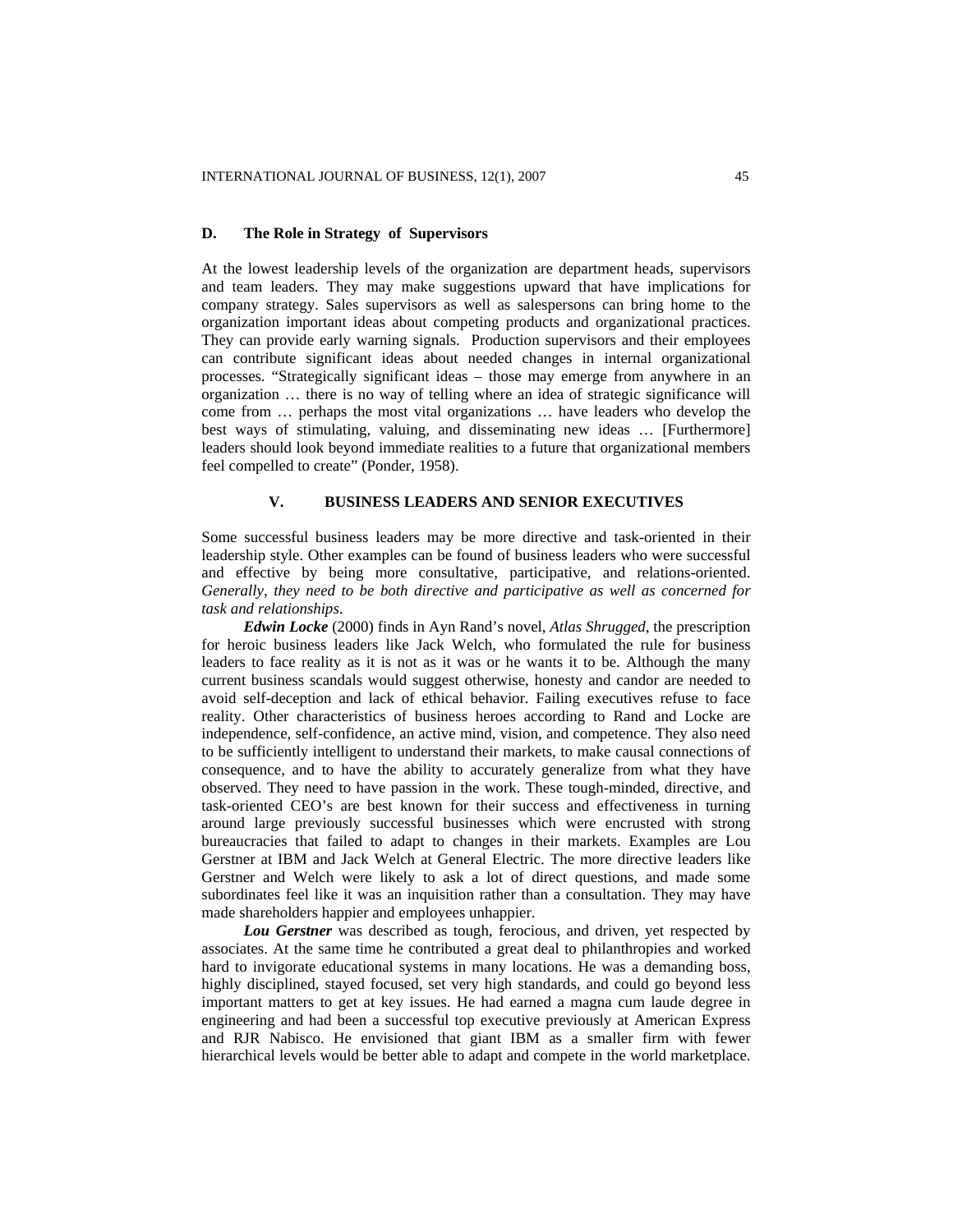### D. The Role in Strategy of Supervisors

At the lowest leadership levels of the organization are department heads, supervisors and team leaders. They may make suggestions upward that have implications for company strategy. Sales supervisors as well as salespersons can bring home to the organization important ideas about competing products and organizational practices. They can provide early warning signals. Production supervisors and their employees can contribute significant ideas about needed changes in internal organizational processes. "Strategically significant ideas – those may emerge from anywhere in an organization … there is no way of telling where an idea of strategic significance will come from … perhaps the most vital organizations … have leaders who develop the best ways of stimulating, valuing, and disseminating new ideas … [Furthermore] leaders should look beyond immediate realities to a future that organizational members feel compelled to create" (Ponder, 1958).

## V. BUSINESS LEADERS AND SENIOR EXECUTIVES

Some successful business leaders may be more directive and task-oriented in their leadership style. Other examples can be found of business leaders who were successful and effective by being more consultative, participative, and relations-oriented. *Generally, they need to be both directive and participative as well as concerned for task and relationships*.

***Edwin Locke*** (2000) finds in Ayn Rand's novel, *Atlas Shrugged*, the prescription for heroic business leaders like Jack Welch, who formulated the rule for business leaders to face reality as it is not as it was or he wants it to be. Although the many current business scandals would suggest otherwise, honesty and candor are needed to avoid self-deception and lack of ethical behavior. Failing executives refuse to face reality. Other characteristics of business heroes according to Rand and Locke are independence, self-confidence, an active mind, vision, and competence. They also need to be sufficiently intelligent to understand their markets, to make causal connections of consequence, and to have the ability to accurately generalize from what they have observed. They need to have passion in the work. These tough-minded, directive, and task-oriented CEO's are best known for their success and effectiveness in turning around large previously successful businesses which were encrusted with strong bureaucracies that failed to adapt to changes in their markets. Examples are Lou Gerstner at IBM and Jack Welch at General Electric. The more directive leaders like Gerstner and Welch were likely to ask a lot of direct questions, and made some subordinates feel like it was an inquisition rather than a consultation. They may have made shareholders happier and employees unhappier.

***Lou Gerstner*** was described as tough, ferocious, and driven, yet respected by associates. At the same time he contributed a great deal to philanthropies and worked hard to invigorate educational systems in many locations. He was a demanding boss, highly disciplined, stayed focused, set very high standards, and could go beyond less important matters to get at key issues. He had earned a magna cum laude degree in engineering and had been a successful top executive previously at American Express and RJR Nabisco. He envisioned that giant IBM as a smaller firm with fewer hierarchical levels would be better able to adapt and compete in the world marketplace.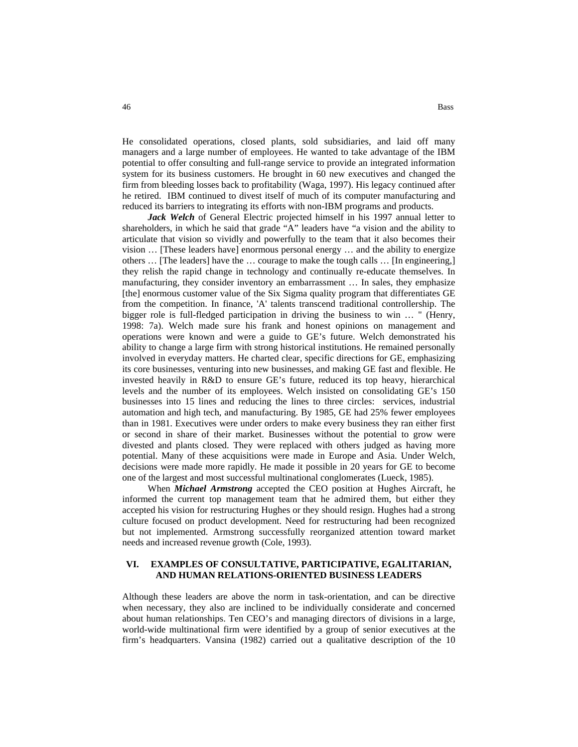He consolidated operations, closed plants, sold subsidiaries, and laid off many managers and a large number of employees. He wanted to take advantage of the IBM potential to offer consulting and full-range service to provide an integrated information system for its business customers. He brought in 60 new executives and changed the firm from bleeding losses back to profitability (Waga, 1997). His legacy continued after he retired. IBM continued to divest itself of much of its computer manufacturing and reduced its barriers to integrating its efforts with non-IBM programs and products.

***Jack Welch*** of General Electric projected himself in his 1997 annual letter to shareholders, in which he said that grade "A" leaders have "a vision and the ability to articulate that vision so vividly and powerfully to the team that it also becomes their vision … [These leaders have] enormous personal energy … and the ability to energize others … [The leaders] have the … courage to make the tough calls … [In engineering,] they relish the rapid change in technology and continually re-educate themselves. In manufacturing, they consider inventory an embarrassment … In sales, they emphasize [the] enormous customer value of the Six Sigma quality program that differentiates GE from the competition. In finance, 'A' talents transcend traditional controllership. The bigger role is full-fledged participation in driving the business to win … " (Henry, 1998: 7a). Welch made sure his frank and honest opinions on management and operations were known and were a guide to GE's future. Welch demonstrated his ability to change a large firm with strong historical institutions. He remained personally involved in everyday matters. He charted clear, specific directions for GE, emphasizing its core businesses, venturing into new businesses, and making GE fast and flexible. He invested heavily in R&D to ensure GE's future, reduced its top heavy, hierarchical levels and the number of its employees. Welch insisted on consolidating GE's 150 businesses into 15 lines and reducing the lines to three circles: services, industrial automation and high tech, and manufacturing. By 1985, GE had 25% fewer employees than in 1981. Executives were under orders to make every business they ran either first or second in share of their market. Businesses without the potential to grow were divested and plants closed. They were replaced with others judged as having more potential. Many of these acquisitions were made in Europe and Asia. Under Welch, decisions were made more rapidly. He made it possible in 20 years for GE to become one of the largest and most successful multinational conglomerates (Lueck, 1985).

When ***Michael Armstrong*** accepted the CEO position at Hughes Aircraft, he informed the current top management team that he admired them, but either they accepted his vision for restructuring Hughes or they should resign. Hughes had a strong culture focused on product development. Need for restructuring had been recognized but not implemented. Armstrong successfully reorganized attention toward market needs and increased revenue growth (Cole, 1993).

## VI. EXAMPLES OF CONSULTATIVE, PARTICIPATIVE, EGALITARIAN, AND HUMAN RELATIONS-ORIENTED BUSINESS LEADERS

Although these leaders are above the norm in task-orientation, and can be directive when necessary, they also are inclined to be individually considerate and concerned about human relationships. Ten CEO's and managing directors of divisions in a large, world-wide multinational firm were identified by a group of senior executives at the firm's headquarters. Vansina (1982) carried out a qualitative description of the 10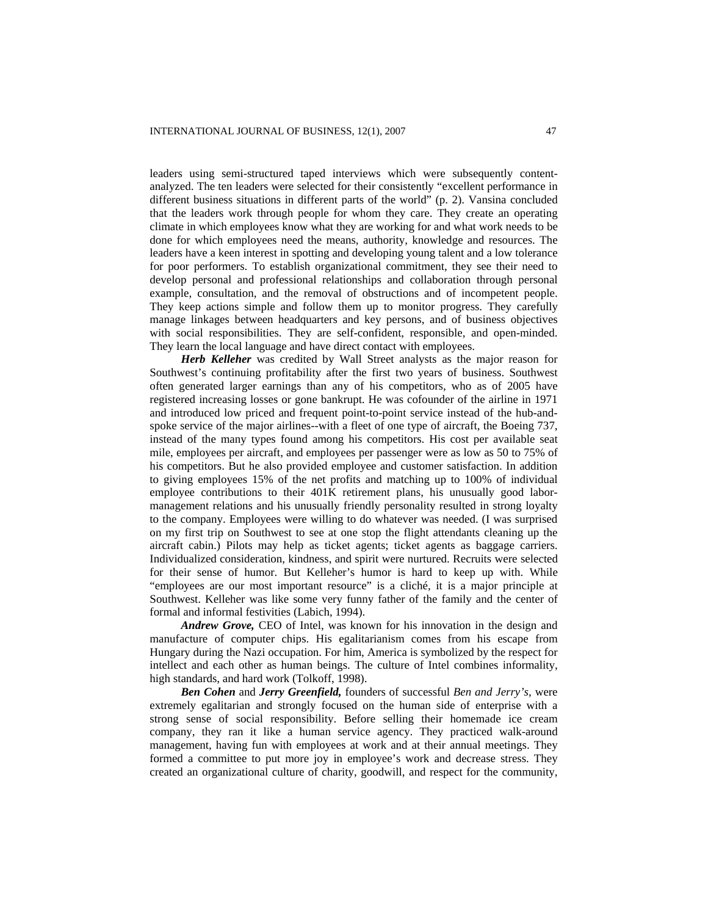leaders using semi-structured taped interviews which were subsequently content-analyzed. The ten leaders were selected for their consistently "excellent performance in different business situations in different parts of the world" (p. 2). Vansina concluded that the leaders work through people for whom they care. They create an operating climate in which employees know what they are working for and what work needs to be done for which employees need the means, authority, knowledge and resources. The leaders have a keen interest in spotting and developing young talent and a low tolerance for poor performers. To establish organizational commitment, they see their need to develop personal and professional relationships and collaboration through personal example, consultation, and the removal of obstructions and of incompetent people. They keep actions simple and follow them up to monitor progress. They carefully manage linkages between headquarters and key persons, and of business objectives with social responsibilities. They are self-confident, responsible, and open-minded. They learn the local language and have direct contact with employees.

***Herb Kelleher*** was credited by Wall Street analysts as the major reason for Southwest's continuing profitability after the first two years of business. Southwest often generated larger earnings than any of his competitors, who as of 2005 have registered increasing losses or gone bankrupt. He was cofounder of the airline in 1971 and introduced low priced and frequent point-to-point service instead of the hub-and-spoke service of the major airlines--with a fleet of one type of aircraft, the Boeing 737, instead of the many types found among his competitors. His cost per available seat mile, employees per aircraft, and employees per passenger were as low as 50 to 75% of his competitors. But he also provided employee and customer satisfaction. In addition to giving employees 15% of the net profits and matching up to 100% of individual employee contributions to their 401K retirement plans, his unusually good labor-management relations and his unusually friendly personality resulted in strong loyalty to the company. Employees were willing to do whatever was needed. (I was surprised on my first trip on Southwest to see at one stop the flight attendants cleaning up the aircraft cabin.) Pilots may help as ticket agents; ticket agents as baggage carriers. Individualized consideration, kindness, and spirit were nurtured. Recruits were selected for their sense of humor. But Kelleher's humor is hard to keep up with. While "employees are our most important resource" is a cliché, it is a major principle at Southwest. Kelleher was like some very funny father of the family and the center of formal and informal festivities (Labich, 1994).

***Andrew Grove,*** CEO of Intel, was known for his innovation in the design and manufacture of computer chips. His egalitarianism comes from his escape from Hungary during the Nazi occupation. For him, America is symbolized by the respect for intellect and each other as human beings. The culture of Intel combines informality, high standards, and hard work (Tolkoff, 1998).

***Ben Cohen*** and ***Jerry Greenfield,*** founders of successful *Ben and Jerry's,* were extremely egalitarian and strongly focused on the human side of enterprise with a strong sense of social responsibility. Before selling their homemade ice cream company, they ran it like a human service agency. They practiced walk-around management, having fun with employees at work and at their annual meetings. They formed a committee to put more joy in employee's work and decrease stress. They created an organizational culture of charity, goodwill, and respect for the community,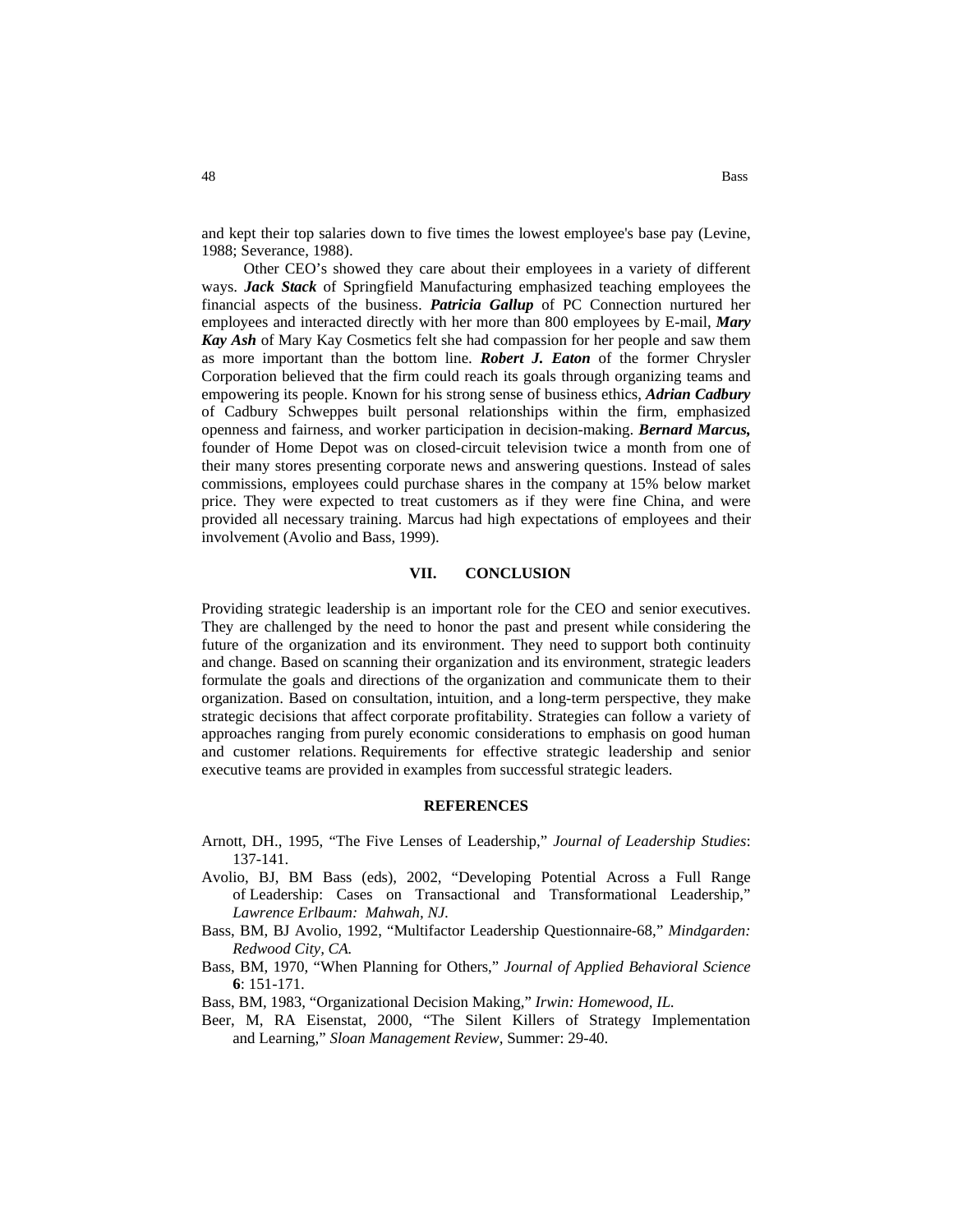and kept their top salaries down to five times the lowest employee's base pay (Levine, 1988; Severance, 1988).

Other CEO's showed they care about their employees in a variety of different ways. ***Jack Stack*** of Springfield Manufacturing emphasized teaching employees the financial aspects of the business. ***Patricia Gallup*** of PC Connection nurtured her employees and interacted directly with her more than 800 employees by E-mail, ***Mary Kay Ash*** of Mary Kay Cosmetics felt she had compassion for her people and saw them as more important than the bottom line. ***Robert J. Eaton*** of the former Chrysler Corporation believed that the firm could reach its goals through organizing teams and empowering its people. Known for his strong sense of business ethics, ***Adrian Cadbury*** of Cadbury Schweppes built personal relationships within the firm, emphasized openness and fairness, and worker participation in decision-making. ***Bernard Marcus,*** founder of Home Depot was on closed-circuit television twice a month from one of their many stores presenting corporate news and answering questions. Instead of sales commissions, employees could purchase shares in the company at 15% below market price. They were expected to treat customers as if they were fine China, and were provided all necessary training. Marcus had high expectations of employees and their involvement (Avolio and Bass, 1999).

## VII. CONCLUSION

Providing strategic leadership is an important role for the CEO and senior executives. They are challenged by the need to honor the past and present while considering the future of the organization and its environment. They need to support both continuity and change. Based on scanning their organization and its environment, strategic leaders formulate the goals and directions of the organization and communicate them to their organization. Based on consultation, intuition, and a long-term perspective, they make strategic decisions that affect corporate profitability. Strategies can follow a variety of approaches ranging from purely economic considerations to emphasis on good human and customer relations. Requirements for effective strategic leadership and senior executive teams are provided in examples from successful strategic leaders.

## REFERENCES

Arnott, DH., 1995, "The Five Lenses of Leadership," *Journal of Leadership Studies*: 137-141.

Avolio, BJ, BM Bass (eds), 2002, "Developing Potential Across a Full Range of Leadership: Cases on Transactional and Transformational Leadership," *Lawrence Erlbaum: Mahwah, NJ.*

Bass, BM, BJ Avolio, 1992, "Multifactor Leadership Questionnaire-68," *Mindgarden: Redwood City, CA.*

Bass, BM, 1970, "When Planning for Others," *Journal of Applied Behavioral Science* **6**: 151-171.

Bass, BM, 1983, "Organizational Decision Making," *Irwin: Homewood, IL.*

Beer, M, RA Eisenstat, 2000, "The Silent Killers of Strategy Implementation and Learning," *Sloan Management Review*, Summer: 29-40.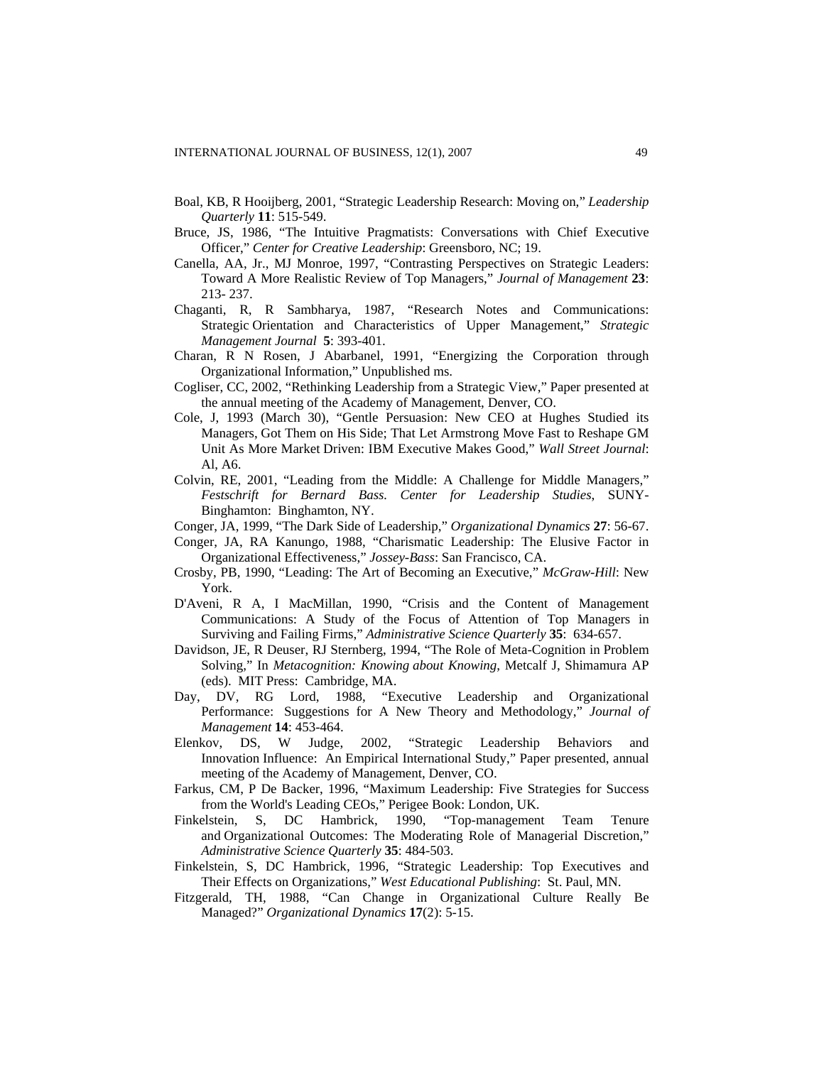Boal, KB, R Hooijberg, 2001, "Strategic Leadership Research: Moving on," *Leadership Quarterly* **11**: 515-549.

Bruce, JS, 1986, "The Intuitive Pragmatists: Conversations with Chief Executive Officer," *Center for Creative Leadership*: Greensboro, NC; 19.

Canella, AA, Jr., MJ Monroe, 1997, "Contrasting Perspectives on Strategic Leaders: Toward A More Realistic Review of Top Managers," *Journal of Management* **23**: 213- 237.

Chaganti, R, R Sambharya, 1987, "Research Notes and Communications: Strategic Orientation and Characteristics of Upper Management," *Strategic Management Journal* **5**: 393-401.

Charan, R N Rosen, J Abarbanel, 1991, "Energizing the Corporation through Organizational Information," Unpublished ms.

Cogliser, CC, 2002, "Rethinking Leadership from a Strategic View," Paper presented at the annual meeting of the Academy of Management, Denver, CO.

Cole, J, 1993 (March 30), "Gentle Persuasion: New CEO at Hughes Studied its Managers, Got Them on His Side; That Let Armstrong Move Fast to Reshape GM Unit As More Market Driven: IBM Executive Makes Good," *Wall Street Journal*: Al, A6.

Colvin, RE, 2001, "Leading from the Middle: A Challenge for Middle Managers," *Festschrift for Bernard Bass. Center for Leadership Studies*, SUNY-Binghamton: Binghamton, NY.

Conger, JA, 1999, "The Dark Side of Leadership," *Organizational Dynamics* **27**: 56-67.

Conger, JA, RA Kanungo, 1988, "Charismatic Leadership: The Elusive Factor in Organizational Effectiveness," *Jossey-Bass*: San Francisco, CA.

Crosby, PB, 1990, "Leading: The Art of Becoming an Executive," *McGraw-Hill*: New York.

D'Aveni, R A, I MacMillan, 1990, "Crisis and the Content of Management Communications: A Study of the Focus of Attention of Top Managers in Surviving and Failing Firms," *Administrative Science Quarterly* **35**: 634-657.

Davidson, JE, R Deuser, RJ Sternberg, 1994, "The Role of Meta-Cognition in Problem Solving," In *Metacognition: Knowing about Knowing*, Metcalf J, Shimamura AP (eds). MIT Press: Cambridge, MA.

Day, DV, RG Lord, 1988, "Executive Leadership and Organizational Performance: Suggestions for A New Theory and Methodology," *Journal of Management* **14**: 453-464.

Elenkov, DS, W Judge, 2002, "Strategic Leadership Behaviors and Innovation Influence: An Empirical International Study," Paper presented, annual meeting of the Academy of Management, Denver, CO.

Farkus, CM, P De Backer, 1996, "Maximum Leadership: Five Strategies for Success from the World's Leading CEOs," Perigee Book: London, UK.

Finkelstein, S, DC Hambrick, 1990, "Top-management Team Tenure and Organizational Outcomes: The Moderating Role of Managerial Discretion," *Administrative Science Quarterly* **35**: 484-503.

Finkelstein, S, DC Hambrick, 1996, "Strategic Leadership: Top Executives and Their Effects on Organizations," *West Educational Publishing*: St. Paul, MN.

Fitzgerald, TH, 1988, "Can Change in Organizational Culture Really Be Managed?" *Organizational Dynamics* **17**(2): 5-15.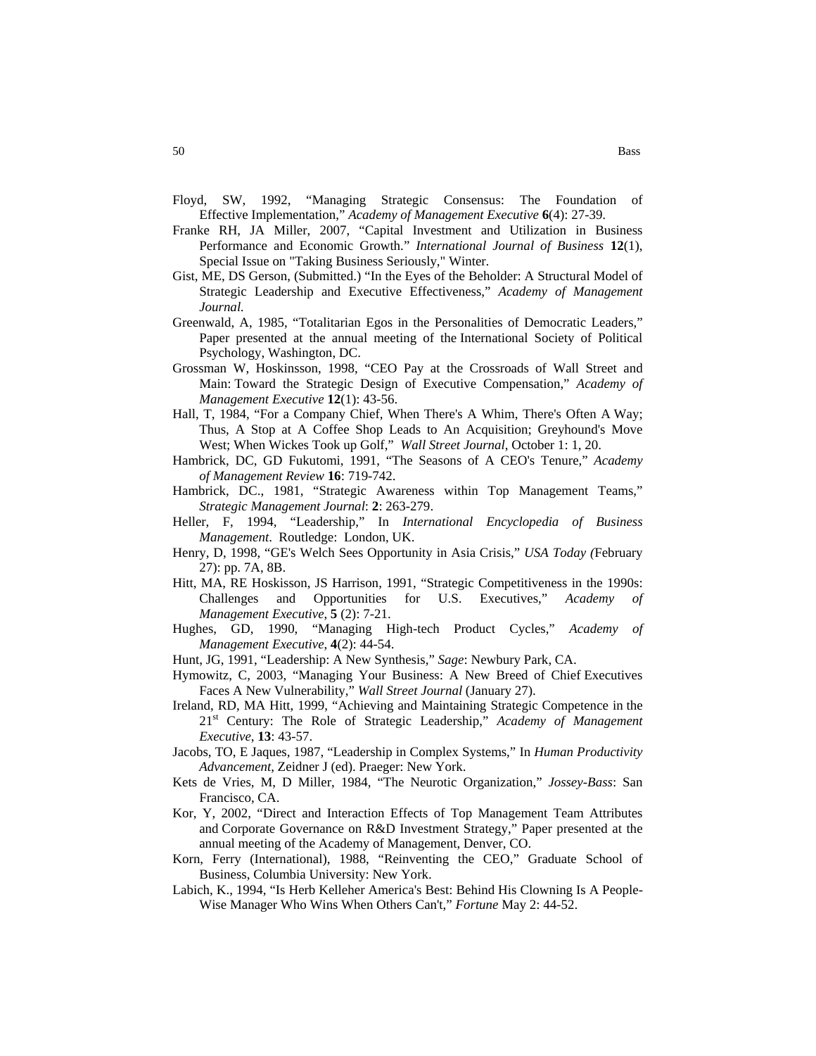Floyd, SW, 1992, "Managing Strategic Consensus: The Foundation of Effective Implementation," *Academy of Management Executive* **6**(4): 27-39.

Franke RH, JA Miller, 2007, "Capital Investment and Utilization in Business Performance and Economic Growth." *International Journal of Business* **12**(1), Special Issue on "Taking Business Seriously," Winter.

Gist, ME, DS Gerson, (Submitted.) "In the Eyes of the Beholder: A Structural Model of Strategic Leadership and Executive Effectiveness," *Academy of Management Journal.*

Greenwald, A, 1985, "Totalitarian Egos in the Personalities of Democratic Leaders," Paper presented at the annual meeting of the International Society of Political Psychology, Washington, DC.

Grossman W, Hoskinsson, 1998, "CEO Pay at the Crossroads of Wall Street and Main: Toward the Strategic Design of Executive Compensation," *Academy of Management Executive* **12**(1): 43-56.

Hall, T, 1984, "For a Company Chief, When There's A Whim, There's Often A Way; Thus, A Stop at A Coffee Shop Leads to An Acquisition; Greyhound's Move West; When Wickes Took up Golf," *Wall Street Journal*, October 1: 1, 20.

Hambrick, DC, GD Fukutomi, 1991, "The Seasons of A CEO's Tenure," *Academy of Management Review* **16**: 719-742.

Hambrick, DC., 1981, "Strategic Awareness within Top Management Teams," *Strategic Management Journal*: **2**: 263-279.

Heller, F, 1994, "Leadership," In *International Encyclopedia of Business Management*. Routledge: London, UK.

Henry, D, 1998, "GE's Welch Sees Opportunity in Asia Crisis," *USA Today (*February 27): pp. 7A, 8B.

Hitt, MA, RE Hoskisson, JS Harrison, 1991, "Strategic Competitiveness in the 1990s: Challenges and Opportunities for U.S. Executives," *Academy of Management Executive*, **5** (2): 7-21.

Hughes, GD, 1990, "Managing High-tech Product Cycles," *Academy of Management Executive*, **4**(2): 44-54.

Hunt, JG, 1991, "Leadership: A New Synthesis," *Sage*: Newbury Park, CA.

Hymowitz, C, 2003, "Managing Your Business: A New Breed of Chief Executives Faces A New Vulnerability," *Wall Street Journal* (January 27).

Ireland, RD, MA Hitt, 1999, "Achieving and Maintaining Strategic Competence in the 21st Century: The Role of Strategic Leadership," *Academy of Management Executive*, **13**: 43-57.

Jacobs, TO, E Jaques, 1987, "Leadership in Complex Systems," In *Human Productivity Advancement*, Zeidner J (ed). Praeger: New York.

Kets de Vries, M, D Miller, 1984, "The Neurotic Organization," *Jossey-Bass*: San Francisco, CA.

Kor, Y, 2002, "Direct and Interaction Effects of Top Management Team Attributes and Corporate Governance on R&D Investment Strategy," Paper presented at the annual meeting of the Academy of Management, Denver, CO.

Korn, Ferry (International), 1988, "Reinventing the CEO," Graduate School of Business, Columbia University: New York.

Labich, K., 1994, "Is Herb Kelleher America's Best: Behind His Clowning Is A People-Wise Manager Who Wins When Others Can't," *Fortune* May 2: 44-52.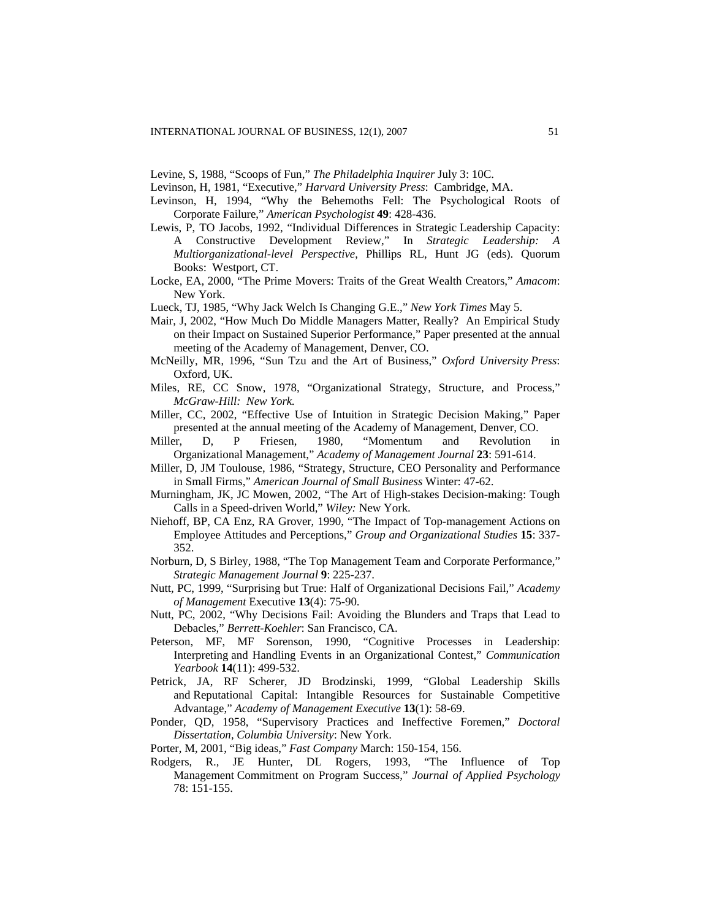Levine, S, 1988, "Scoops of Fun," *The Philadelphia Inquirer* July 3: 10C.

Levinson, H, 1981, "Executive," *Harvard University Press*: Cambridge, MA.

Levinson, H, 1994, "Why the Behemoths Fell: The Psychological Roots of Corporate Failure," *American Psychologist* **49**: 428-436.

Lewis, P, TO Jacobs, 1992, "Individual Differences in Strategic Leadership Capacity: A Constructive Development Review," In *Strategic Leadership: A Multiorganizational-level Perspective*, Phillips RL, Hunt JG (eds). Quorum Books: Westport, CT.

Locke, EA, 2000, "The Prime Movers: Traits of the Great Wealth Creators," *Amacom*: New York.

Lueck, TJ, 1985, "Why Jack Welch Is Changing G.E.," *New York Times* May 5.

Mair, J, 2002, "How Much Do Middle Managers Matter, Really? An Empirical Study on their Impact on Sustained Superior Performance," Paper presented at the annual meeting of the Academy of Management, Denver, CO.

McNeilly, MR, 1996, "Sun Tzu and the Art of Business," *Oxford University Press*: Oxford, UK.

Miles, RE, CC Snow, 1978, "Organizational Strategy, Structure, and Process," *McGraw-Hill: New York.*

Miller, CC, 2002, "Effective Use of Intuition in Strategic Decision Making," Paper presented at the annual meeting of the Academy of Management, Denver, CO.

Miller, D, P Friesen, 1980, "Momentum and Revolution in Organizational Management," *Academy of Management Journal* **23**: 591-614.

Miller, D, JM Toulouse, 1986, "Strategy, Structure, CEO Personality and Performance in Small Firms," *American Journal of Small Business* Winter: 47-62.

Murningham, JK, JC Mowen, 2002, "The Art of High-stakes Decision-making: Tough Calls in a Speed-driven World," *Wiley:* New York.

Niehoff, BP, CA Enz, RA Grover, 1990, "The Impact of Top-management Actions on Employee Attitudes and Perceptions," *Group and Organizational Studies* **15**: 337-352.

Norburn, D, S Birley, 1988, "The Top Management Team and Corporate Performance," *Strategic Management Journal* **9**: 225-237.

Nutt, PC, 1999, "Surprising but True: Half of Organizational Decisions Fail," *Academy of Management* Executive **13**(4): 75-90.

Nutt, PC, 2002, "Why Decisions Fail: Avoiding the Blunders and Traps that Lead to Debacles," *Berrett-Koehler*: San Francisco, CA.

Peterson, MF, MF Sorenson, 1990, "Cognitive Processes in Leadership: Interpreting and Handling Events in an Organizational Contest," *Communication Yearbook* **14**(11): 499-532.

Petrick, JA, RF Scherer, JD Brodzinski, 1999, "Global Leadership Skills and Reputational Capital: Intangible Resources for Sustainable Competitive Advantage," *Academy of Management Executive* **13**(1): 58-69.

Ponder, QD, 1958, "Supervisory Practices and Ineffective Foremen," *Doctoral Dissertation, Columbia University*: New York.

Porter, M, 2001, "Big ideas," *Fast Company* March: 150-154, 156.

Rodgers, R., JE Hunter, DL Rogers, 1993, "The Influence of Top Management Commitment on Program Success," *Journal of Applied Psychology* 78: 151-155.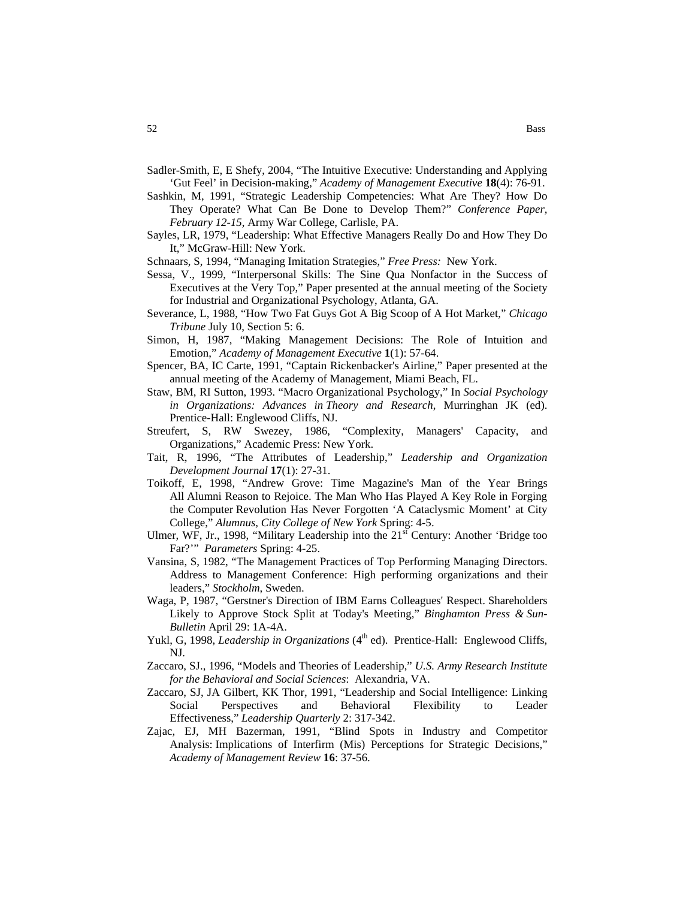Sadler-Smith, E, E Shefy, 2004, "The Intuitive Executive: Understanding and Applying 'Gut Feel' in Decision-making," *Academy of Management Executive* **18**(4): 76-91.

Sashkin, M, 1991, "Strategic Leadership Competencies: What Are They? How Do They Operate? What Can Be Done to Develop Them?" *Conference Paper, February 12-15*, Army War College, Carlisle, PA.

Sayles, LR, 1979, "Leadership: What Effective Managers Really Do and How They Do It," McGraw-Hill: New York.

Schnaars, S, 1994, "Managing Imitation Strategies," *Free Press:* New York.

Sessa, V., 1999, "Interpersonal Skills: The Sine Qua Nonfactor in the Success of Executives at the Very Top," Paper presented at the annual meeting of the Society for Industrial and Organizational Psychology, Atlanta, GA.

Severance, L, 1988, "How Two Fat Guys Got A Big Scoop of A Hot Market," *Chicago Tribune* July 10, Section 5: 6.

Simon, H, 1987, "Making Management Decisions: The Role of Intuition and Emotion," *Academy of Management Executive* **1**(1): 57-64.

Spencer, BA, IC Carte, 1991, "Captain Rickenbacker's Airline," Paper presented at the annual meeting of the Academy of Management, Miami Beach, FL.

Staw, BM, RI Sutton, 1993. "Macro Organizational Psychology," In *Social Psychology in Organizations: Advances in Theory and Research*, Murringhan JK (ed). Prentice-Hall: Englewood Cliffs, NJ.

Streufert, S, RW Swezey, 1986, "Complexity, Managers' Capacity, and Organizations," Academic Press: New York.

Tait, R, 1996, "The Attributes of Leadership," *Leadership and Organization Development Journal* **17**(1): 27-31.

Toikoff, E, 1998, "Andrew Grove: Time Magazine's Man of the Year Brings All Alumni Reason to Rejoice. The Man Who Has Played A Key Role in Forging the Computer Revolution Has Never Forgotten 'A Cataclysmic Moment' at City College," *Alumnus, City College of New York* Spring: 4-5.

Ulmer, WF, Jr., 1998, "Military Leadership into the 21st Century: Another 'Bridge too Far?'" *Parameters* Spring: 4-25.

Vansina, S, 1982, "The Management Practices of Top Performing Managing Directors. Address to Management Conference: High performing organizations and their leaders," *Stockholm*, Sweden.

Waga, P, 1987, "Gerstner's Direction of IBM Earns Colleagues' Respect. Shareholders Likely to Approve Stock Split at Today's Meeting," *Binghamton Press & Sun-Bulletin* April 29: 1A-4A.

Yukl, G, 1998, *Leadership in Organizations* (4th ed). Prentice-Hall: Englewood Cliffs, NJ.

Zaccaro, SJ., 1996, "Models and Theories of Leadership," *U.S. Army Research Institute for the Behavioral and Social Sciences*: Alexandria, VA.

Zaccaro, SJ, JA Gilbert, KK Thor, 1991, "Leadership and Social Intelligence: Linking Social Perspectives and Behavioral Flexibility to Leader Effectiveness," *Leadership Quarterly* 2: 317-342.

Zajac, EJ, MH Bazerman, 1991, "Blind Spots in Industry and Competitor Analysis: Implications of Interfirm (Mis) Perceptions for Strategic Decisions," *Academy of Management Review* **16**: 37-56.